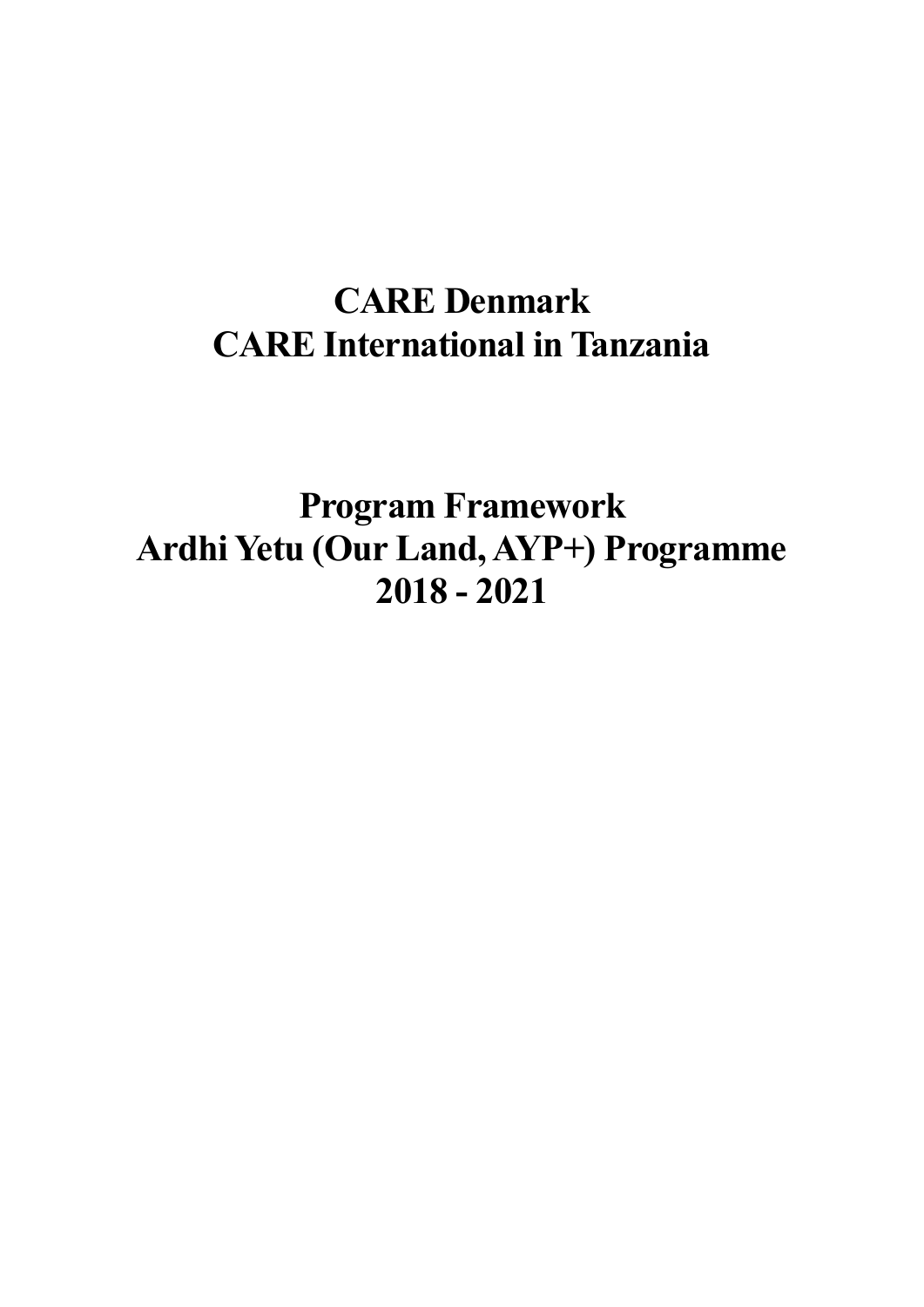# CARE Denmark
# CARE International in Tanzania

# Program Framework
# Ardhi Yetu (Our Land, AYP+) Programme
# 2018 - 2021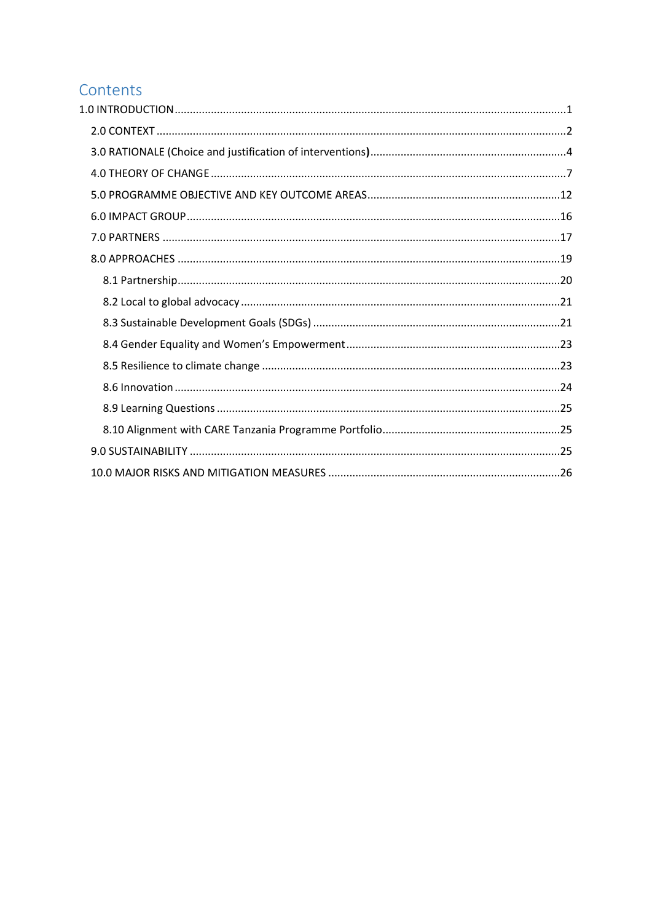# Contents

1.0 INTRODUCTION....................................................................................................................1

- 2.0 CONTEXT.......................................................................................................................2
- 3.0 RATIONALE (Choice and justification of interventions)................................................................4
- 4.0 THEORY OF CHANGE....................................................................................................7
- 5.0 PROGRAMME OBJECTIVE AND KEY OUTCOME AREAS..................................................12
- 6.0 IMPACT GROUP..........................................................................................................16
- 7.0 PARTNERS..................................................................................................................17
- 8.0 APPROACHES.............................................................................................................19
  - 8.1 Partnership...........................................................................................................20
  - 8.2 Local to global advocacy......................................................................................21
  - 8.3 Sustainable Development Goals (SDGs)...............................................................21
  - 8.4 Gender Equality and Women's Empowerment......................................................23
  - 8.5 Resilience to climate change................................................................................23
  - 8.6 Innovation............................................................................................................24
  - 8.9 Learning Questions...............................................................................................25
  - 8.10 Alignment with CARE Tanzania Programme Portfolio.........................................25
- 9.0 SUSTAINABILITY.........................................................................................................25
- 10.0 MAJOR RISKS AND MITIGATION MEASURES............................................................26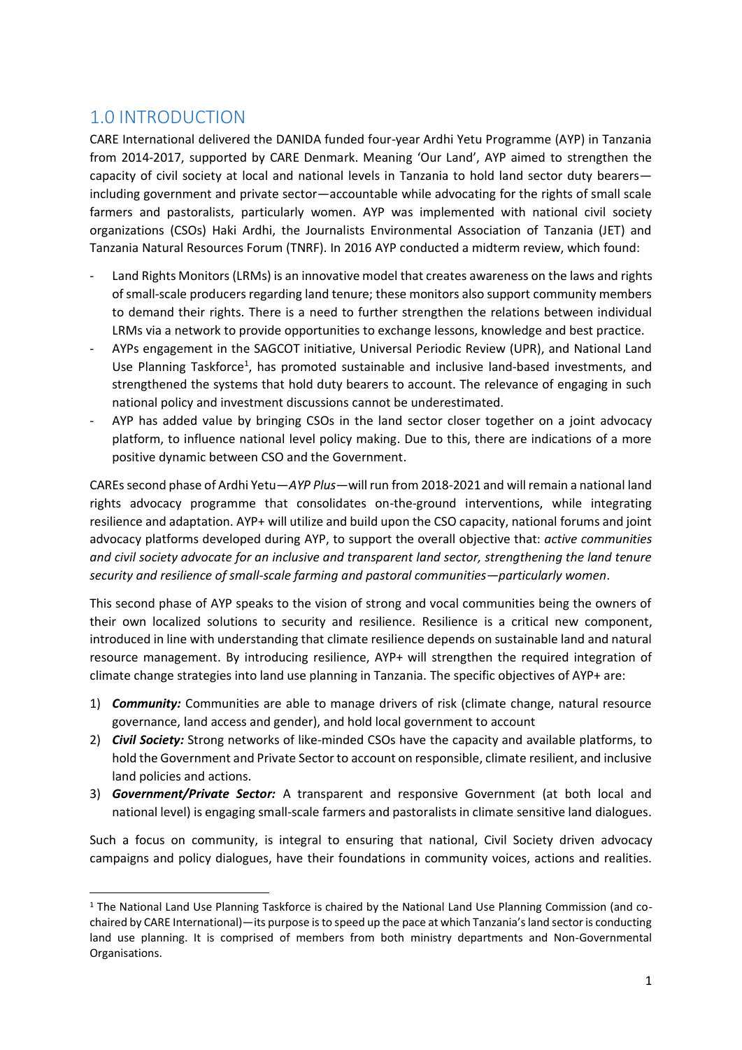## 1.0 INTRODUCTION

CARE International delivered the DANIDA funded four-year Ardhi Yetu Programme (AYP) in Tanzania from 2014-2017, supported by CARE Denmark. Meaning 'Our Land', AYP aimed to strengthen the capacity of civil society at local and national levels in Tanzania to hold land sector duty bearers—including government and private sector—accountable while advocating for the rights of small scale farmers and pastoralists, particularly women. AYP was implemented with national civil society organizations (CSOs) Haki Ardhi, the Journalists Environmental Association of Tanzania (JET) and Tanzania Natural Resources Forum (TNRF). In 2016 AYP conducted a midterm review, which found:

- Land Rights Monitors (LRMs) is an innovative model that creates awareness on the laws and rights of small-scale producers regarding land tenure; these monitors also support community members to demand their rights. There is a need to further strengthen the relations between individual LRMs via a network to provide opportunities to exchange lessons, knowledge and best practice.
- AYPs engagement in the SAGCOT initiative, Universal Periodic Review (UPR), and National Land Use Planning Taskforce[1], has promoted sustainable and inclusive land-based investments, and strengthened the systems that hold duty bearers to account. The relevance of engaging in such national policy and investment discussions cannot be underestimated.
- AYP has added value by bringing CSOs in the land sector closer together on a joint advocacy platform, to influence national level policy making. Due to this, there are indications of a more positive dynamic between CSO and the Government.

CAREs second phase of Ardhi Yetu—*AYP Plus*—will run from 2018-2021 and will remain a national land rights advocacy programme that consolidates on-the-ground interventions, while integrating resilience and adaptation. AYP+ will utilize and build upon the CSO capacity, national forums and joint advocacy platforms developed during AYP, to support the overall objective that: *active communities and civil society advocate for an inclusive and transparent land sector, strengthening the land tenure security and resilience of small-scale farming and pastoral communities—particularly women*.

This second phase of AYP speaks to the vision of strong and vocal communities being the owners of their own localized solutions to security and resilience. Resilience is a critical new component, introduced in line with understanding that climate resilience depends on sustainable land and natural resource management. By introducing resilience, AYP+ will strengthen the required integration of climate change strategies into land use planning in Tanzania. The specific objectives of AYP+ are:

1) ***Community:*** Communities are able to manage drivers of risk (climate change, natural resource governance, land access and gender), and hold local government to account
2) ***Civil Society:*** Strong networks of like-minded CSOs have the capacity and available platforms, to hold the Government and Private Sector to account on responsible, climate resilient, and inclusive land policies and actions.
3) ***Government/Private Sector:*** A transparent and responsive Government (at both local and national level) is engaging small-scale farmers and pastoralists in climate sensitive land dialogues.

Such a focus on community, is integral to ensuring that national, Civil Society driven advocacy campaigns and policy dialogues, have their foundations in community voices, actions and realities.

[1] The National Land Use Planning Taskforce is chaired by the National Land Use Planning Commission (and co-chaired by CARE International)—its purpose is to speed up the pace at which Tanzania's land sector is conducting land use planning. It is comprised of members from both ministry departments and Non-Governmental Organisations.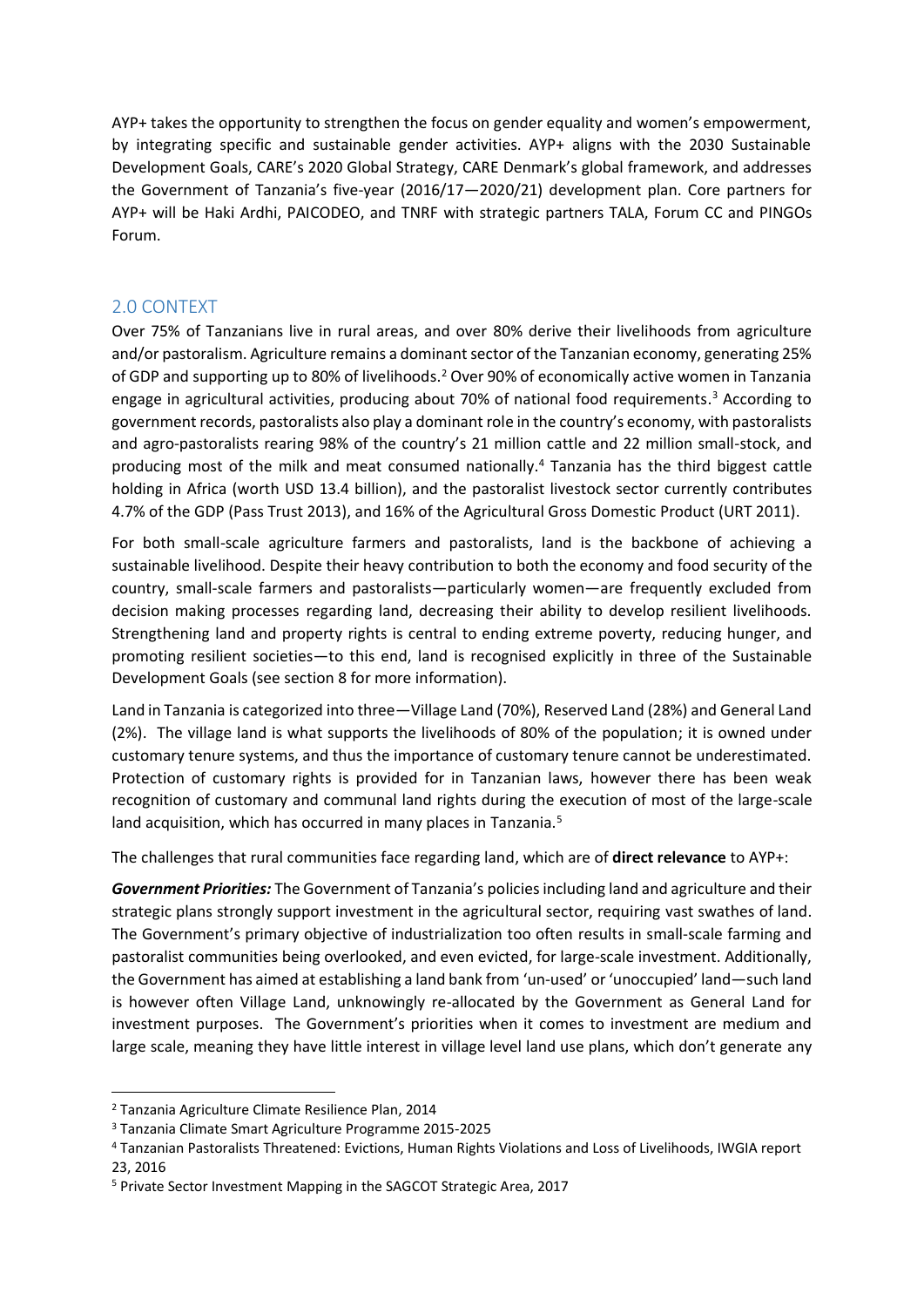AYP+ takes the opportunity to strengthen the focus on gender equality and women's empowerment, by integrating specific and sustainable gender activities. AYP+ aligns with the 2030 Sustainable Development Goals, CARE's 2020 Global Strategy, CARE Denmark's global framework, and addresses the Government of Tanzania's five-year (2016/17—2020/21) development plan. Core partners for AYP+ will be Haki Ardhi, PAICODEO, and TNRF with strategic partners TALA, Forum CC and PINGOs Forum.

## 2.0 CONTEXT

Over 75% of Tanzanians live in rural areas, and over 80% derive their livelihoods from agriculture and/or pastoralism. Agriculture remains a dominant sector of the Tanzanian economy, generating 25% of GDP and supporting up to 80% of livelihoods.[2] Over 90% of economically active women in Tanzania engage in agricultural activities, producing about 70% of national food requirements.[3] According to government records, pastoralists also play a dominant role in the country's economy, with pastoralists and agro-pastoralists rearing 98% of the country's 21 million cattle and 22 million small-stock, and producing most of the milk and meat consumed nationally.[4] Tanzania has the third biggest cattle holding in Africa (worth USD 13.4 billion), and the pastoralist livestock sector currently contributes 4.7% of the GDP (Pass Trust 2013), and 16% of the Agricultural Gross Domestic Product (URT 2011).

For both small-scale agriculture farmers and pastoralists, land is the backbone of achieving a sustainable livelihood. Despite their heavy contribution to both the economy and food security of the country, small-scale farmers and pastoralists—particularly women—are frequently excluded from decision making processes regarding land, decreasing their ability to develop resilient livelihoods. Strengthening land and property rights is central to ending extreme poverty, reducing hunger, and promoting resilient societies—to this end, land is recognised explicitly in three of the Sustainable Development Goals (see section 8 for more information).

Land in Tanzania is categorized into three—Village Land (70%), Reserved Land (28%) and General Land (2%). The village land is what supports the livelihoods of 80% of the population; it is owned under customary tenure systems, and thus the importance of customary tenure cannot be underestimated. Protection of customary rights is provided for in Tanzanian laws, however there has been weak recognition of customary and communal land rights during the execution of most of the large-scale land acquisition, which has occurred in many places in Tanzania.[5]

The challenges that rural communities face regarding land, which are of **direct relevance** to AYP+:

***Government Priorities:*** The Government of Tanzania's policies including land and agriculture and their strategic plans strongly support investment in the agricultural sector, requiring vast swathes of land. The Government's primary objective of industrialization too often results in small-scale farming and pastoralist communities being overlooked, and even evicted, for large-scale investment. Additionally, the Government has aimed at establishing a land bank from 'un-used' or 'unoccupied' land—such land is however often Village Land, unknowingly re-allocated by the Government as General Land for investment purposes. The Government's priorities when it comes to investment are medium and large scale, meaning they have little interest in village level land use plans, which don't generate any

---

[2] Tanzania Agriculture Climate Resilience Plan, 2014

[3] Tanzania Climate Smart Agriculture Programme 2015-2025

[4] Tanzanian Pastoralists Threatened: Evictions, Human Rights Violations and Loss of Livelihoods, IWGIA report 23, 2016

[5] Private Sector Investment Mapping in the SAGCOT Strategic Area, 2017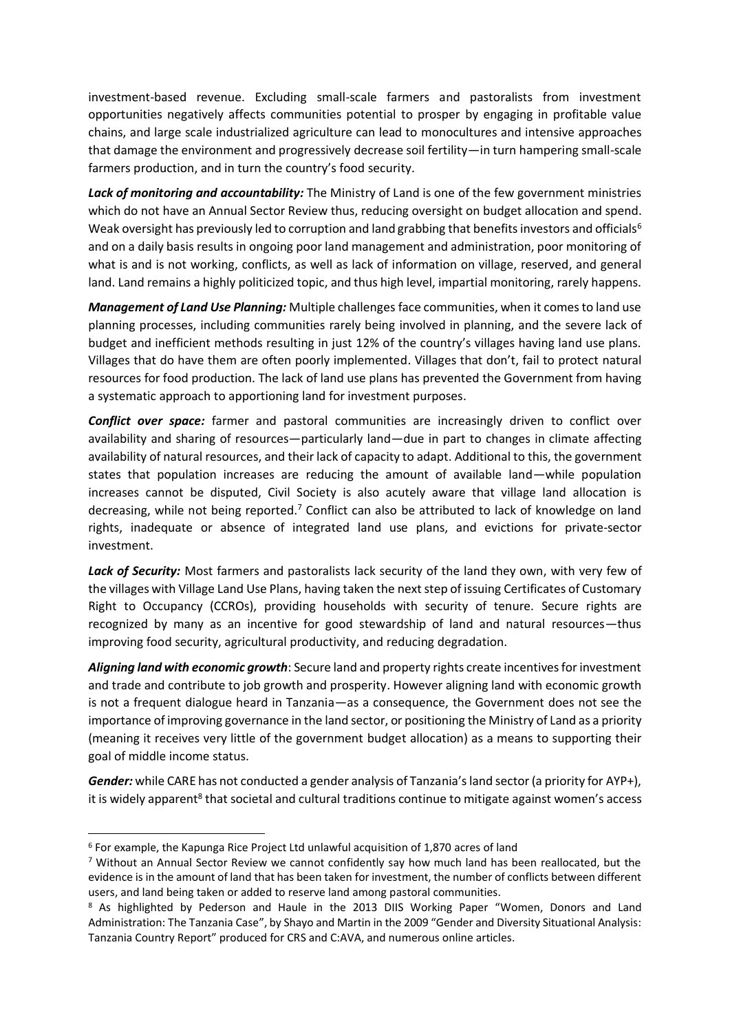investment-based revenue. Excluding small-scale farmers and pastoralists from investment opportunities negatively affects communities potential to prosper by engaging in profitable value chains, and large scale industrialized agriculture can lead to monocultures and intensive approaches that damage the environment and progressively decrease soil fertility—in turn hampering small-scale farmers production, and in turn the country's food security.

***Lack of monitoring and accountability:*** The Ministry of Land is one of the few government ministries which do not have an Annual Sector Review thus, reducing oversight on budget allocation and spend. Weak oversight has previously led to corruption and land grabbing that benefits investors and officials[6] and on a daily basis results in ongoing poor land management and administration, poor monitoring of what is and is not working, conflicts, as well as lack of information on village, reserved, and general land. Land remains a highly politicized topic, and thus high level, impartial monitoring, rarely happens.

***Management of Land Use Planning:*** Multiple challenges face communities, when it comes to land use planning processes, including communities rarely being involved in planning, and the severe lack of budget and inefficient methods resulting in just 12% of the country's villages having land use plans. Villages that do have them are often poorly implemented. Villages that don't, fail to protect natural resources for food production. The lack of land use plans has prevented the Government from having a systematic approach to apportioning land for investment purposes.

***Conflict over space:*** farmer and pastoral communities are increasingly driven to conflict over availability and sharing of resources—particularly land—due in part to changes in climate affecting availability of natural resources, and their lack of capacity to adapt. Additional to this, the government states that population increases are reducing the amount of available land—while population increases cannot be disputed, Civil Society is also acutely aware that village land allocation is decreasing, while not being reported.[7] Conflict can also be attributed to lack of knowledge on land rights, inadequate or absence of integrated land use plans, and evictions for private-sector investment.

***Lack of Security:*** Most farmers and pastoralists lack security of the land they own, with very few of the villages with Village Land Use Plans, having taken the next step of issuing Certificates of Customary Right to Occupancy (CCROs), providing households with security of tenure. Secure rights are recognized by many as an incentive for good stewardship of land and natural resources—thus improving food security, agricultural productivity, and reducing degradation.

***Aligning land with economic growth***: Secure land and property rights create incentives for investment and trade and contribute to job growth and prosperity. However aligning land with economic growth is not a frequent dialogue heard in Tanzania—as a consequence, the Government does not see the importance of improving governance in the land sector, or positioning the Ministry of Land as a priority (meaning it receives very little of the government budget allocation) as a means to supporting their goal of middle income status.

***Gender:*** while CARE has not conducted a gender analysis of Tanzania's land sector (a priority for AYP+), it is widely apparent[8] that societal and cultural traditions continue to mitigate against women's access

---

[6] For example, the Kapunga Rice Project Ltd unlawful acquisition of 1,870 acres of land

[7] Without an Annual Sector Review we cannot confidently say how much land has been reallocated, but the evidence is in the amount of land that has been taken for investment, the number of conflicts between different users, and land being taken or added to reserve land among pastoral communities.

[8] As highlighted by Pederson and Haule in the 2013 DIIS Working Paper "Women, Donors and Land Administration: The Tanzania Case", by Shayo and Martin in the 2009 "Gender and Diversity Situational Analysis: Tanzania Country Report" produced for CRS and C:AVA, and numerous online articles.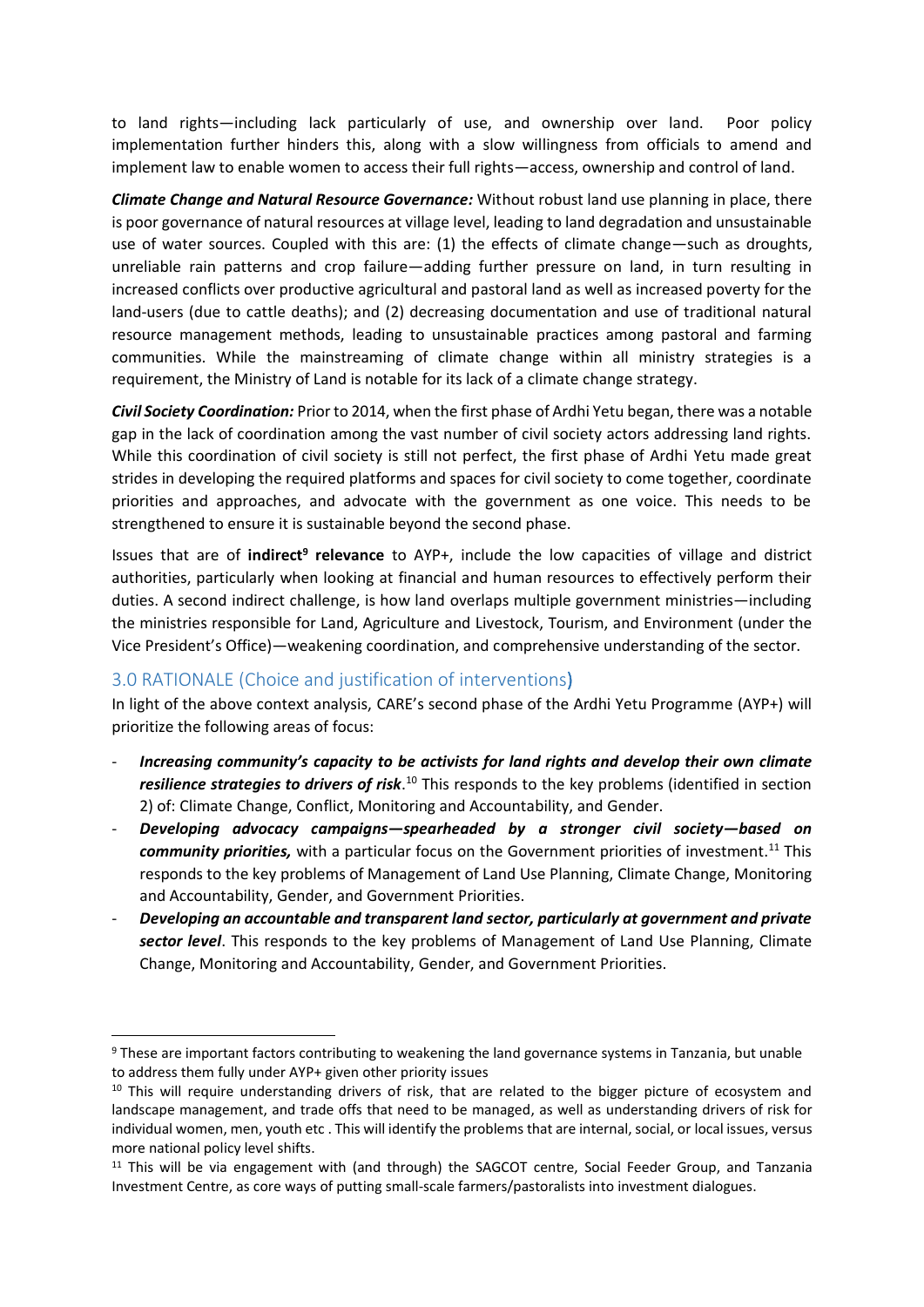to land rights—including lack particularly of use, and ownership over land. Poor policy implementation further hinders this, along with a slow willingness from officials to amend and implement law to enable women to access their full rights—access, ownership and control of land.

***Climate Change and Natural Resource Governance:*** Without robust land use planning in place, there is poor governance of natural resources at village level, leading to land degradation and unsustainable use of water sources. Coupled with this are: (1) the effects of climate change—such as droughts, unreliable rain patterns and crop failure—adding further pressure on land, in turn resulting in increased conflicts over productive agricultural and pastoral land as well as increased poverty for the land-users (due to cattle deaths); and (2) decreasing documentation and use of traditional natural resource management methods, leading to unsustainable practices among pastoral and farming communities. While the mainstreaming of climate change within all ministry strategies is a requirement, the Ministry of Land is notable for its lack of a climate change strategy.

***Civil Society Coordination:*** Prior to 2014, when the first phase of Ardhi Yetu began, there was a notable gap in the lack of coordination among the vast number of civil society actors addressing land rights. While this coordination of civil society is still not perfect, the first phase of Ardhi Yetu made great strides in developing the required platforms and spaces for civil society to come together, coordinate priorities and approaches, and advocate with the government as one voice. This needs to be strengthened to ensure it is sustainable beyond the second phase.

Issues that are of **indirect**[9] **relevance** to AYP+, include the low capacities of village and district authorities, particularly when looking at financial and human resources to effectively perform their duties. A second indirect challenge, is how land overlaps multiple government ministries—including the ministries responsible for Land, Agriculture and Livestock, Tourism, and Environment (under the Vice President's Office)—weakening coordination, and comprehensive understanding of the sector.

## 3.0 RATIONALE (Choice and justification of interventions)

In light of the above context analysis, CARE's second phase of the Ardhi Yetu Programme (AYP+) will prioritize the following areas of focus:

- ***Increasing community's capacity to be activists for land rights and develop their own climate resilience strategies to drivers of risk***.[10] This responds to the key problems (identified in section 2) of: Climate Change, Conflict, Monitoring and Accountability, and Gender.
- ***Developing advocacy campaigns—spearheaded by a stronger civil society—based on community priorities,*** with a particular focus on the Government priorities of investment.[11] This responds to the key problems of Management of Land Use Planning, Climate Change, Monitoring and Accountability, Gender, and Government Priorities.
- ***Developing an accountable and transparent land sector, particularly at government and private sector level***. This responds to the key problems of Management of Land Use Planning, Climate Change, Monitoring and Accountability, Gender, and Government Priorities.

---

[9] These are important factors contributing to weakening the land governance systems in Tanzania, but unable to address them fully under AYP+ given other priority issues

[10] This will require understanding drivers of risk, that are related to the bigger picture of ecosystem and landscape management, and trade offs that need to be managed, as well as understanding drivers of risk for individual women, men, youth etc . This will identify the problems that are internal, social, or local issues, versus more national policy level shifts.

[11] This will be via engagement with (and through) the SAGCOT centre, Social Feeder Group, and Tanzania Investment Centre, as core ways of putting small-scale farmers/pastoralists into investment dialogues.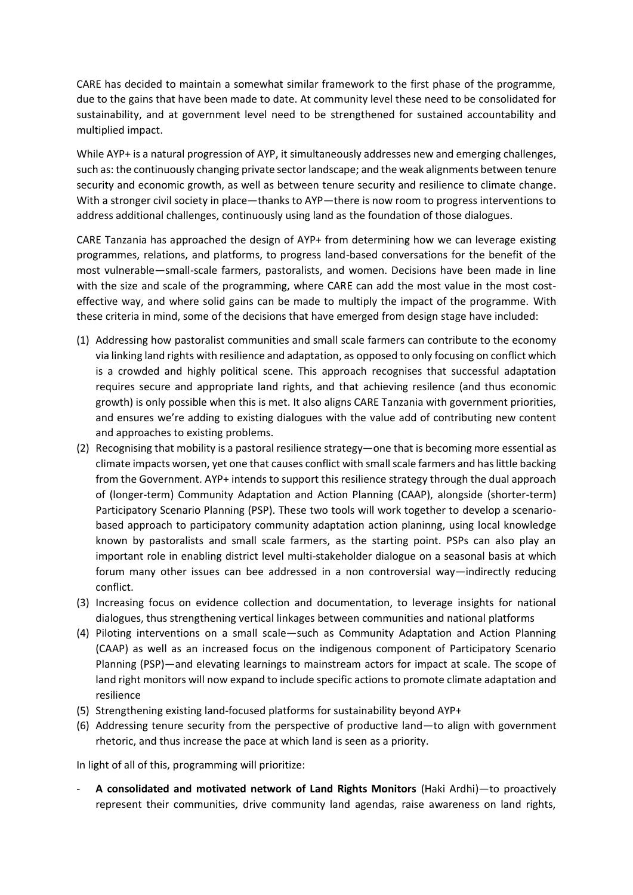CARE has decided to maintain a somewhat similar framework to the first phase of the programme, due to the gains that have been made to date. At community level these need to be consolidated for sustainability, and at government level need to be strengthened for sustained accountability and multiplied impact.

While AYP+ is a natural progression of AYP, it simultaneously addresses new and emerging challenges, such as: the continuously changing private sector landscape; and the weak alignments between tenure security and economic growth, as well as between tenure security and resilience to climate change. With a stronger civil society in place—thanks to AYP—there is now room to progress interventions to address additional challenges, continuously using land as the foundation of those dialogues.

CARE Tanzania has approached the design of AYP+ from determining how we can leverage existing programmes, relations, and platforms, to progress land-based conversations for the benefit of the most vulnerable—small-scale farmers, pastoralists, and women. Decisions have been made in line with the size and scale of the programming, where CARE can add the most value in the most cost-effective way, and where solid gains can be made to multiply the impact of the programme. With these criteria in mind, some of the decisions that have emerged from design stage have included:

(1) Addressing how pastoralist communities and small scale farmers can contribute to the economy via linking land rights with resilience and adaptation, as opposed to only focusing on conflict which is a crowded and highly political scene. This approach recognises that successful adaptation requires secure and appropriate land rights, and that achieving resilence (and thus economic growth) is only possible when this is met. It also aligns CARE Tanzania with government priorities, and ensures we're adding to existing dialogues with the value add of contributing new content and approaches to existing problems.
(2) Recognising that mobility is a pastoral resilience strategy—one that is becoming more essential as climate impacts worsen, yet one that causes conflict with small scale farmers and has little backing from the Government. AYP+ intends to support this resilience strategy through the dual approach of (longer-term) Community Adaptation and Action Planning (CAAP), alongside (shorter-term) Participatory Scenario Planning (PSP). These two tools will work together to develop a scenario-based approach to participatory community adaptation action planinng, using local knowledge known by pastoralists and small scale farmers, as the starting point. PSPs can also play an important role in enabling district level multi-stakeholder dialogue on a seasonal basis at which forum many other issues can bee addressed in a non controversial way—indirectly reducing conflict.
(3) Increasing focus on evidence collection and documentation, to leverage insights for national dialogues, thus strengthening vertical linkages between communities and national platforms
(4) Piloting interventions on a small scale—such as Community Adaptation and Action Planning (CAAP) as well as an increased focus on the indigenous component of Participatory Scenario Planning (PSP)—and elevating learnings to mainstream actors for impact at scale. The scope of land right monitors will now expand to include specific actions to promote climate adaptation and resilience
(5) Strengthening existing land-focused platforms for sustainability beyond AYP+
(6) Addressing tenure security from the perspective of productive land—to align with government rhetoric, and thus increase the pace at which land is seen as a priority.

In light of all of this, programming will prioritize:

- **A consolidated and motivated network of Land Rights Monitors** (Haki Ardhi)—to proactively represent their communities, drive community land agendas, raise awareness on land rights,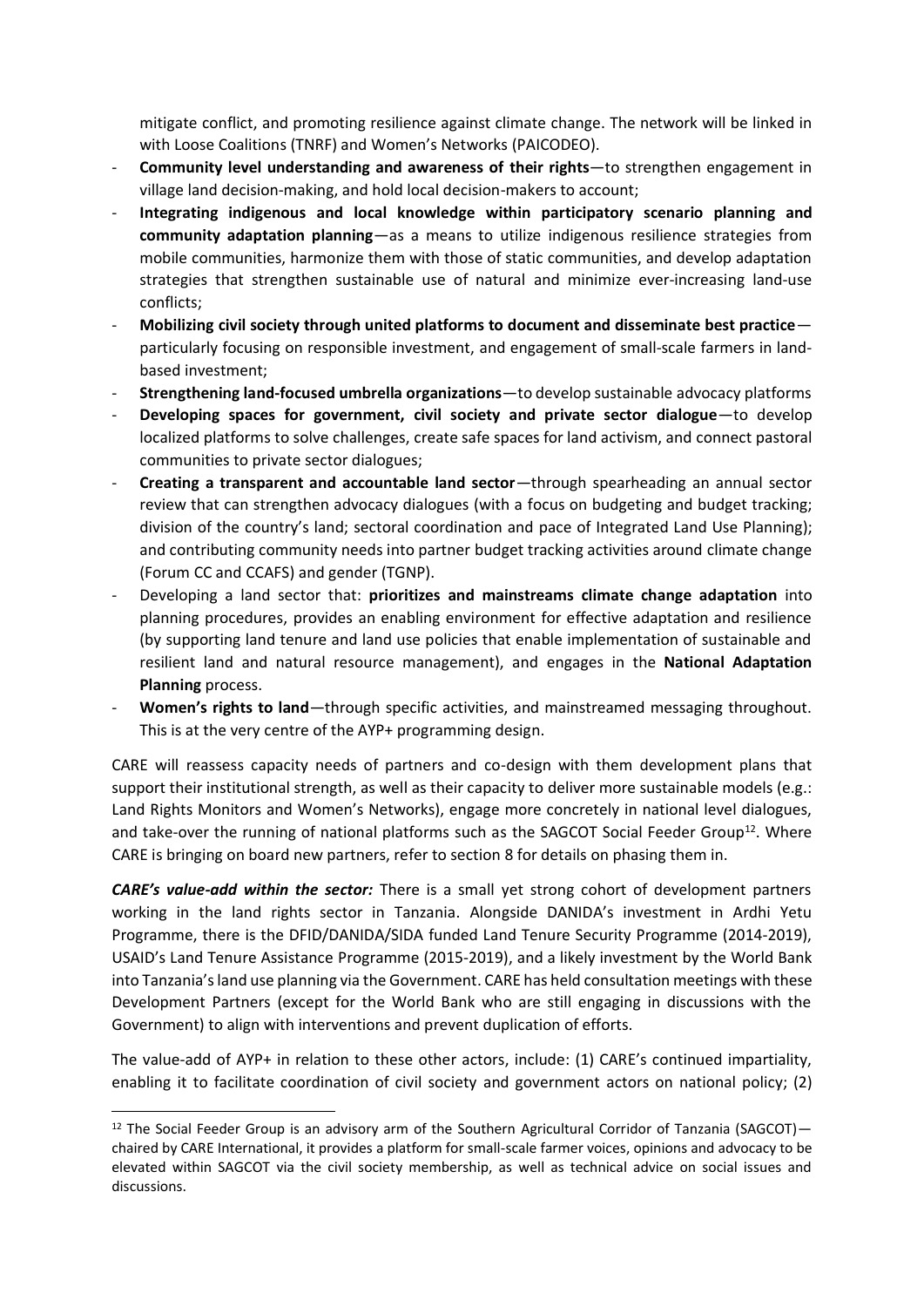mitigate conflict, and promoting resilience against climate change. The network will be linked in with Loose Coalitions (TNRF) and Women's Networks (PAICODEO).

- **Community level understanding and awareness of their rights**—to strengthen engagement in village land decision-making, and hold local decision-makers to account;
- **Integrating indigenous and local knowledge within participatory scenario planning and community adaptation planning**—as a means to utilize indigenous resilience strategies from mobile communities, harmonize them with those of static communities, and develop adaptation strategies that strengthen sustainable use of natural and minimize ever-increasing land-use conflicts;
- **Mobilizing civil society through united platforms to document and disseminate best practice**—particularly focusing on responsible investment, and engagement of small-scale farmers in land-based investment;
- **Strengthening land-focused umbrella organizations**—to develop sustainable advocacy platforms
- **Developing spaces for government, civil society and private sector dialogue**—to develop localized platforms to solve challenges, create safe spaces for land activism, and connect pastoral communities to private sector dialogues;
- **Creating a transparent and accountable land sector**—through spearheading an annual sector review that can strengthen advocacy dialogues (with a focus on budgeting and budget tracking; division of the country's land; sectoral coordination and pace of Integrated Land Use Planning); and contributing community needs into partner budget tracking activities around climate change (Forum CC and CCAFS) and gender (TGNP).
- Developing a land sector that: **prioritizes and mainstreams climate change adaptation** into planning procedures, provides an enabling environment for effective adaptation and resilience (by supporting land tenure and land use policies that enable implementation of sustainable and resilient land and natural resource management), and engages in the **National Adaptation Planning** process.
- **Women's rights to land**—through specific activities, and mainstreamed messaging throughout. This is at the very centre of the AYP+ programming design.

CARE will reassess capacity needs of partners and co-design with them development plans that support their institutional strength, as well as their capacity to deliver more sustainable models (e.g.: Land Rights Monitors and Women's Networks), engage more concretely in national level dialogues, and take-over the running of national platforms such as the SAGCOT Social Feeder Group[12]. Where CARE is bringing on board new partners, refer to section 8 for details on phasing them in.

***CARE's value-add within the sector:*** There is a small yet strong cohort of development partners working in the land rights sector in Tanzania. Alongside DANIDA's investment in Ardhi Yetu Programme, there is the DFID/DANIDA/SIDA funded Land Tenure Security Programme (2014-2019), USAID's Land Tenure Assistance Programme (2015-2019), and a likely investment by the World Bank into Tanzania's land use planning via the Government. CARE has held consultation meetings with these Development Partners (except for the World Bank who are still engaging in discussions with the Government) to align with interventions and prevent duplication of efforts.

The value-add of AYP+ in relation to these other actors, include: (1) CARE's continued impartiality, enabling it to facilitate coordination of civil society and government actors on national policy; (2)

[12] The Social Feeder Group is an advisory arm of the Southern Agricultural Corridor of Tanzania (SAGCOT)—chaired by CARE International, it provides a platform for small-scale farmer voices, opinions and advocacy to be elevated within SAGCOT via the civil society membership, as well as technical advice on social issues and discussions.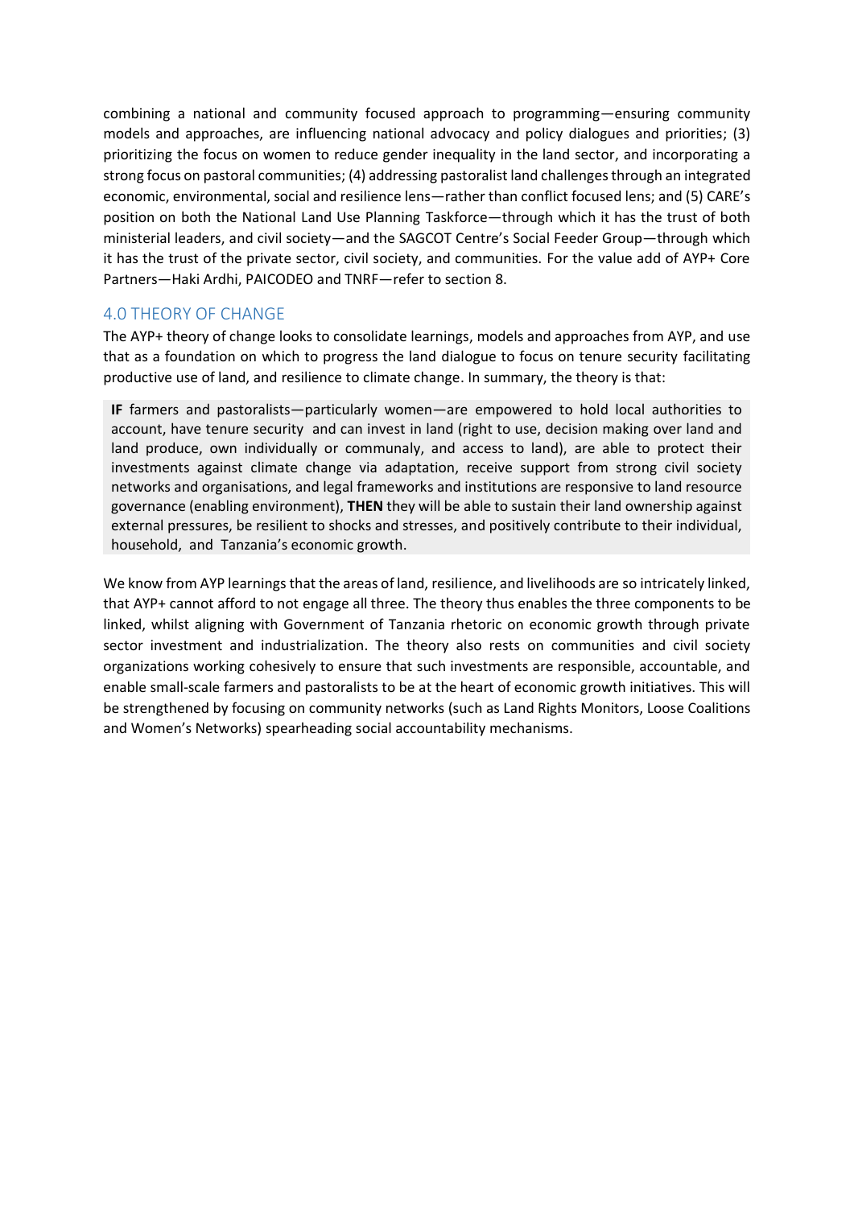combining a national and community focused approach to programming—ensuring community models and approaches, are influencing national advocacy and policy dialogues and priorities; (3) prioritizing the focus on women to reduce gender inequality in the land sector, and incorporating a strong focus on pastoral communities; (4) addressing pastoralist land challenges through an integrated economic, environmental, social and resilience lens—rather than conflict focused lens; and (5) CARE's position on both the National Land Use Planning Taskforce—through which it has the trust of both ministerial leaders, and civil society—and the SAGCOT Centre's Social Feeder Group—through which it has the trust of the private sector, civil society, and communities. For the value add of AYP+ Core Partners—Haki Ardhi, PAICODEO and TNRF—refer to section 8.

## 4.0 THEORY OF CHANGE

The AYP+ theory of change looks to consolidate learnings, models and approaches from AYP, and use that as a foundation on which to progress the land dialogue to focus on tenure security facilitating productive use of land, and resilience to climate change. In summary, the theory is that:

> **IF** farmers and pastoralists—particularly women—are empowered to hold local authorities to account, have tenure security and can invest in land (right to use, decision making over land and land produce, own individually or communaly, and access to land), are able to protect their investments against climate change via adaptation, receive support from strong civil society networks and organisations, and legal frameworks and institutions are responsive to land resource governance (enabling environment), **THEN** they will be able to sustain their land ownership against external pressures, be resilient to shocks and stresses, and positively contribute to their individual, household, and Tanzania's economic growth.

We know from AYP learnings that the areas of land, resilience, and livelihoods are so intricately linked, that AYP+ cannot afford to not engage all three. The theory thus enables the three components to be linked, whilst aligning with Government of Tanzania rhetoric on economic growth through private sector investment and industrialization. The theory also rests on communities and civil society organizations working cohesively to ensure that such investments are responsible, accountable, and enable small-scale farmers and pastoralists to be at the heart of economic growth initiatives. This will be strengthened by focusing on community networks (such as Land Rights Monitors, Loose Coalitions and Women's Networks) spearheading social accountability mechanisms.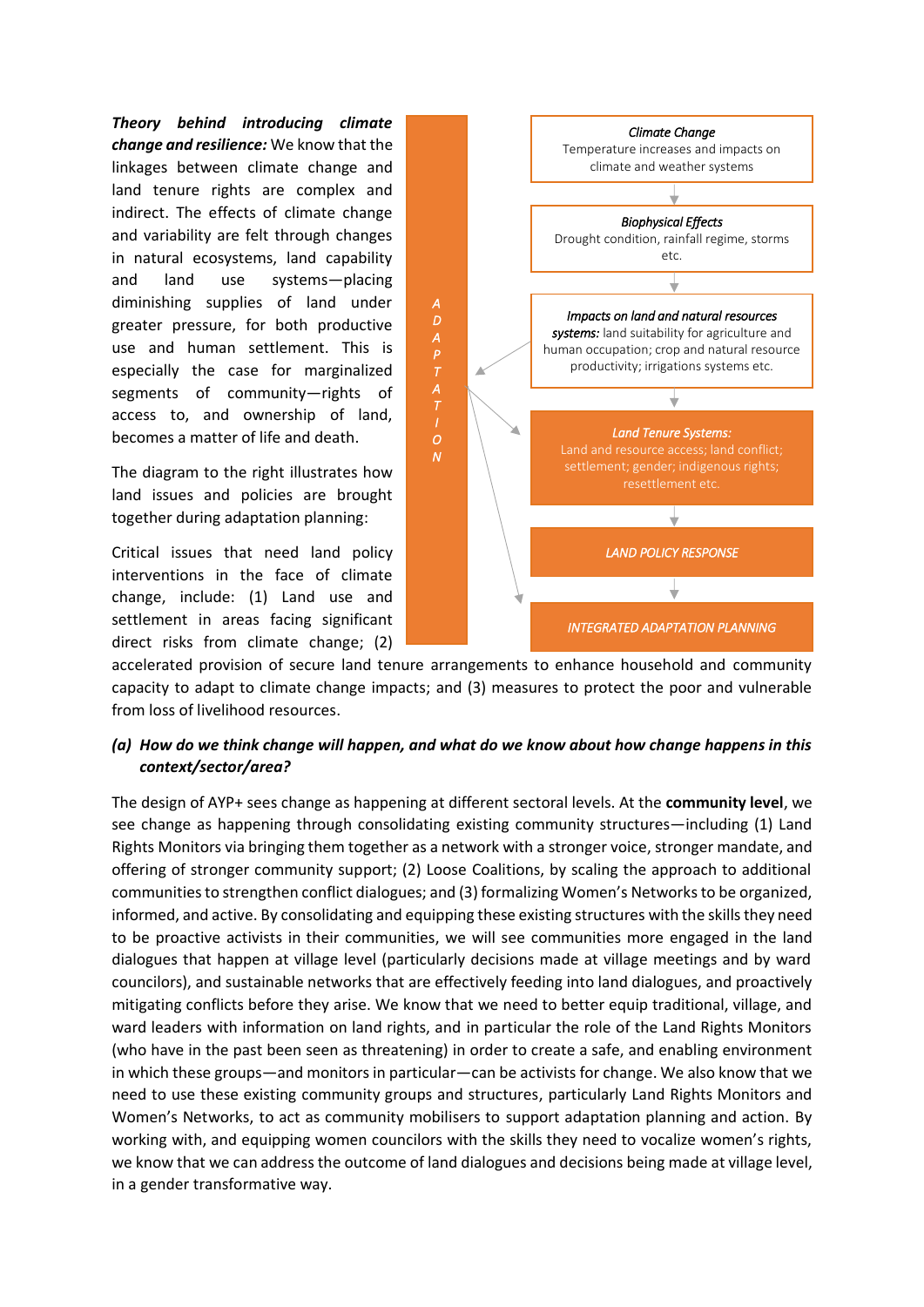***Theory behind introducing climate change and resilience:*** We know that the linkages between climate change and land tenure rights are complex and indirect. The effects of climate change and variability are felt through changes in natural ecosystems, land capability and land use systems—placing diminishing supplies of land under greater pressure, for both productive use and human settlement. This is especially the case for marginalized segments of community—rights of access to, and ownership of land, becomes a matter of life and death.

The diagram to the right illustrates how land issues and policies are brought together during adaptation planning:

ADAPTATION

*Climate Change*
Temperature increases and impacts on climate and weather systems

↓

*Biophysical Effects*
Drought condition, rainfall regime, storms etc.

↓

***Impacts on land and natural resources systems:*** land suitability for agriculture and human occupation; crop and natural resource productivity; irrigations systems etc.

↓

*Land Tenure Systems:*
Land and resource access; land conflict; settlement; gender; indigenous rights; resettlement etc.

↓

*LAND POLICY RESPONSE*

↓

*INTEGRATED ADAPTATION PLANNING*

Critical issues that need land policy interventions in the face of climate change, include: (1) Land use and settlement in areas facing significant direct risks from climate change; (2) accelerated provision of secure land tenure arrangements to enhance household and community capacity to adapt to climate change impacts; and (3) measures to protect the poor and vulnerable from loss of livelihood resources.

***(a) How do we think change will happen, and what do we know about how change happens in this context/sector/area?***

The design of AYP+ sees change as happening at different sectoral levels. At the **community level**, we see change as happening through consolidating existing community structures—including (1) Land Rights Monitors via bringing them together as a network with a stronger voice, stronger mandate, and offering of stronger community support; (2) Loose Coalitions, by scaling the approach to additional communities to strengthen conflict dialogues; and (3) formalizing Women's Networks to be organized, informed, and active. By consolidating and equipping these existing structures with the skills they need to be proactive activists in their communities, we will see communities more engaged in the land dialogues that happen at village level (particularly decisions made at village meetings and by ward councilors), and sustainable networks that are effectively feeding into land dialogues, and proactively mitigating conflicts before they arise. We know that we need to better equip traditional, village, and ward leaders with information on land rights, and in particular the role of the Land Rights Monitors (who have in the past been seen as threatening) in order to create a safe, and enabling environment in which these groups—and monitors in particular—can be activists for change. We also know that we need to use these existing community groups and structures, particularly Land Rights Monitors and Women's Networks, to act as community mobilisers to support adaptation planning and action. By working with, and equipping women councilors with the skills they need to vocalize women's rights, we know that we can address the outcome of land dialogues and decisions being made at village level, in a gender transformative way.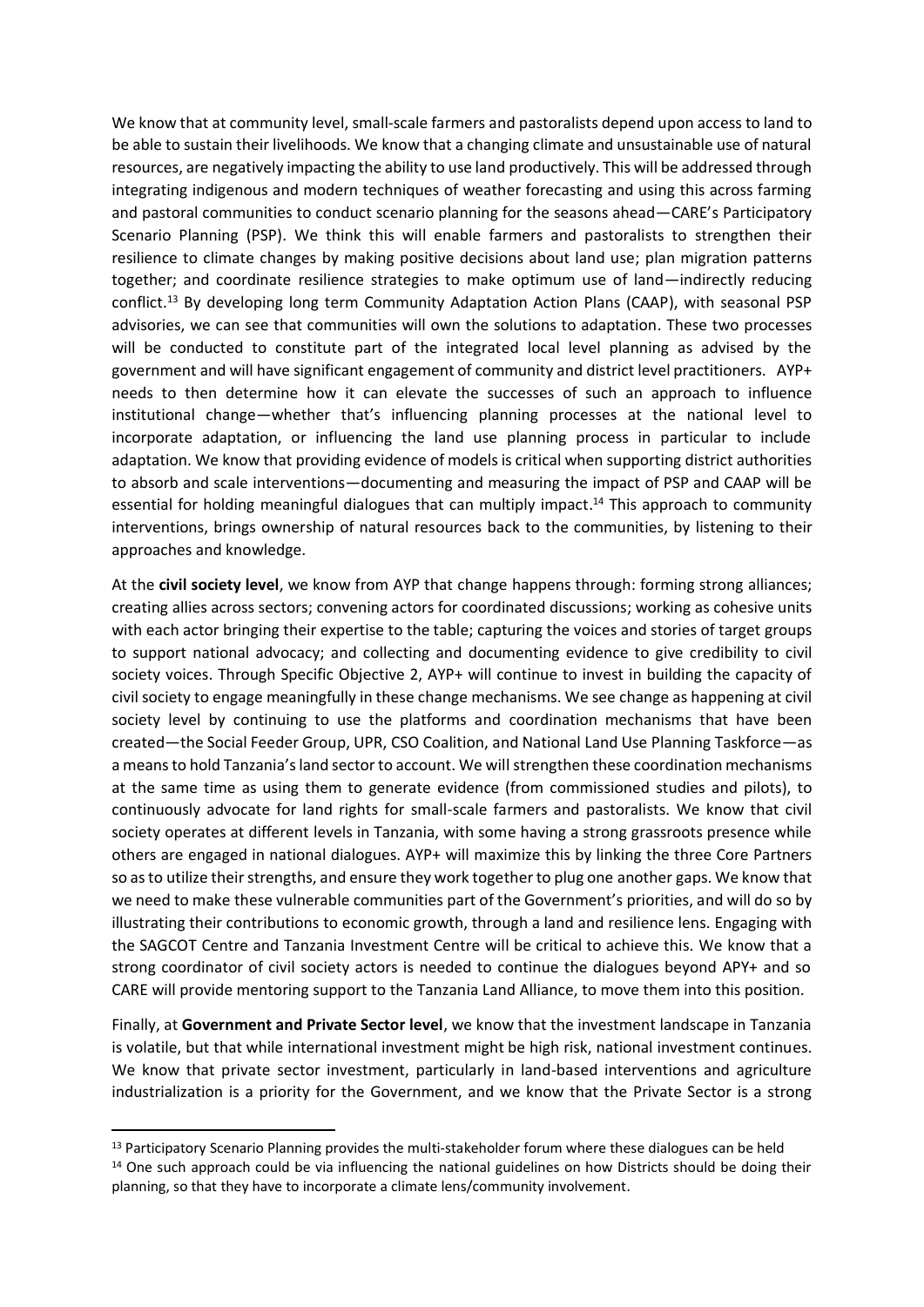We know that at community level, small-scale farmers and pastoralists depend upon access to land to be able to sustain their livelihoods. We know that a changing climate and unsustainable use of natural resources, are negatively impacting the ability to use land productively. This will be addressed through integrating indigenous and modern techniques of weather forecasting and using this across farming and pastoral communities to conduct scenario planning for the seasons ahead—CARE's Participatory Scenario Planning (PSP). We think this will enable farmers and pastoralists to strengthen their resilience to climate changes by making positive decisions about land use; plan migration patterns together; and coordinate resilience strategies to make optimum use of land—indirectly reducing conflict.[13] By developing long term Community Adaptation Action Plans (CAAP), with seasonal PSP advisories, we can see that communities will own the solutions to adaptation. These two processes will be conducted to constitute part of the integrated local level planning as advised by the government and will have significant engagement of community and district level practitioners. AYP+ needs to then determine how it can elevate the successes of such an approach to influence institutional change—whether that's influencing planning processes at the national level to incorporate adaptation, or influencing the land use planning process in particular to include adaptation. We know that providing evidence of models is critical when supporting district authorities to absorb and scale interventions—documenting and measuring the impact of PSP and CAAP will be essential for holding meaningful dialogues that can multiply impact.[14] This approach to community interventions, brings ownership of natural resources back to the communities, by listening to their approaches and knowledge.

At the **civil society level**, we know from AYP that change happens through: forming strong alliances; creating allies across sectors; convening actors for coordinated discussions; working as cohesive units with each actor bringing their expertise to the table; capturing the voices and stories of target groups to support national advocacy; and collecting and documenting evidence to give credibility to civil society voices. Through Specific Objective 2, AYP+ will continue to invest in building the capacity of civil society to engage meaningfully in these change mechanisms. We see change as happening at civil society level by continuing to use the platforms and coordination mechanisms that have been created—the Social Feeder Group, UPR, CSO Coalition, and National Land Use Planning Taskforce—as a means to hold Tanzania's land sector to account. We will strengthen these coordination mechanisms at the same time as using them to generate evidence (from commissioned studies and pilots), to continuously advocate for land rights for small-scale farmers and pastoralists. We know that civil society operates at different levels in Tanzania, with some having a strong grassroots presence while others are engaged in national dialogues. AYP+ will maximize this by linking the three Core Partners so as to utilize their strengths, and ensure they work together to plug one another gaps. We know that we need to make these vulnerable communities part of the Government's priorities, and will do so by illustrating their contributions to economic growth, through a land and resilience lens. Engaging with the SAGCOT Centre and Tanzania Investment Centre will be critical to achieve this. We know that a strong coordinator of civil society actors is needed to continue the dialogues beyond APY+ and so CARE will provide mentoring support to the Tanzania Land Alliance, to move them into this position.

Finally, at **Government and Private Sector level**, we know that the investment landscape in Tanzania is volatile, but that while international investment might be high risk, national investment continues. We know that private sector investment, particularly in land-based interventions and agriculture industrialization is a priority for the Government, and we know that the Private Sector is a strong

[13] Participatory Scenario Planning provides the multi-stakeholder forum where these dialogues can be held

[14] One such approach could be via influencing the national guidelines on how Districts should be doing their planning, so that they have to incorporate a climate lens/community involvement.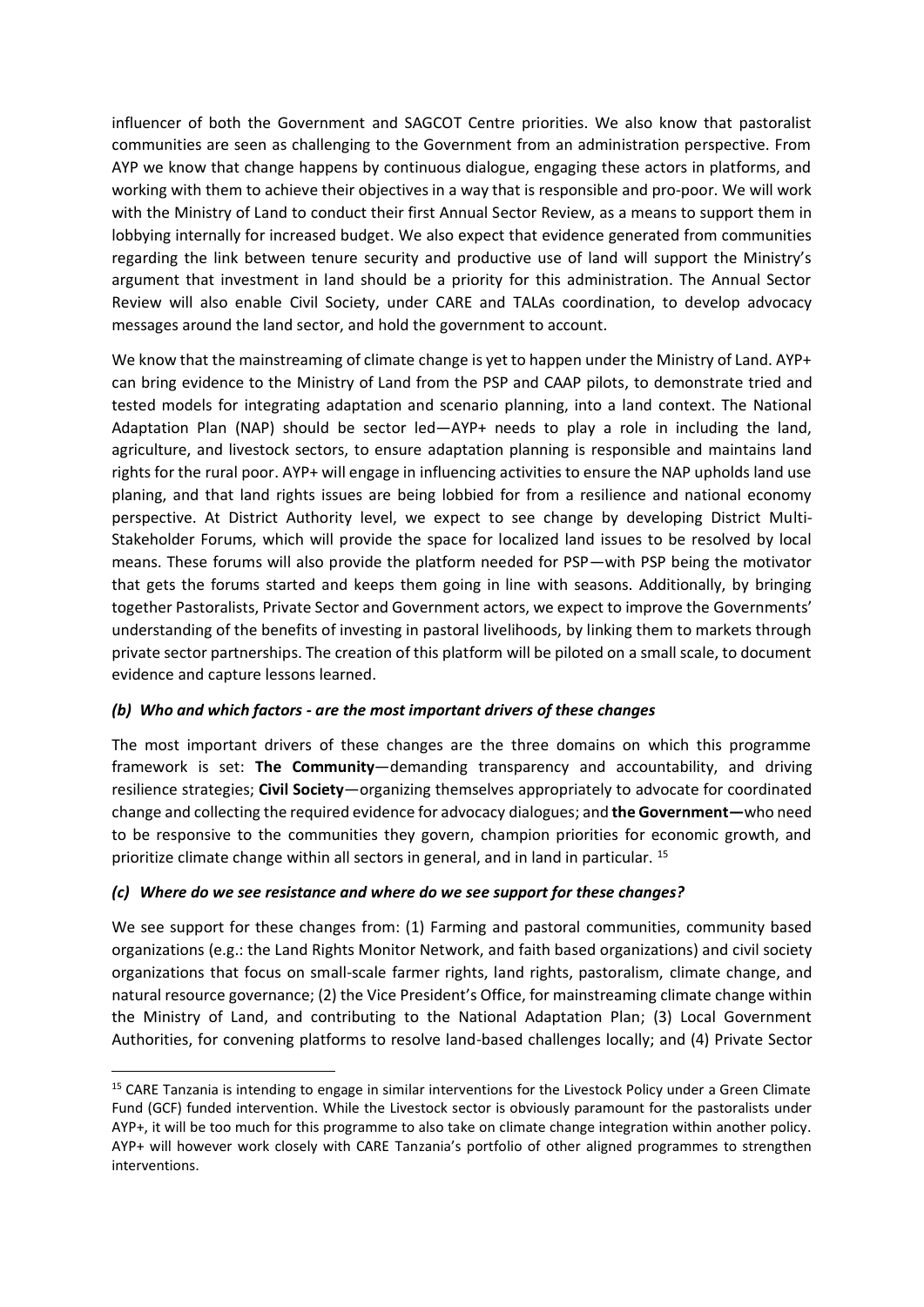influencer of both the Government and SAGCOT Centre priorities. We also know that pastoralist communities are seen as challenging to the Government from an administration perspective. From AYP we know that change happens by continuous dialogue, engaging these actors in platforms, and working with them to achieve their objectives in a way that is responsible and pro-poor. We will work with the Ministry of Land to conduct their first Annual Sector Review, as a means to support them in lobbying internally for increased budget. We also expect that evidence generated from communities regarding the link between tenure security and productive use of land will support the Ministry's argument that investment in land should be a priority for this administration. The Annual Sector Review will also enable Civil Society, under CARE and TALAs coordination, to develop advocacy messages around the land sector, and hold the government to account.

We know that the mainstreaming of climate change is yet to happen under the Ministry of Land. AYP+ can bring evidence to the Ministry of Land from the PSP and CAAP pilots, to demonstrate tried and tested models for integrating adaptation and scenario planning, into a land context. The National Adaptation Plan (NAP) should be sector led—AYP+ needs to play a role in including the land, agriculture, and livestock sectors, to ensure adaptation planning is responsible and maintains land rights for the rural poor. AYP+ will engage in influencing activities to ensure the NAP upholds land use planing, and that land rights issues are being lobbied for from a resilience and national economy perspective. At District Authority level, we expect to see change by developing District Multi-Stakeholder Forums, which will provide the space for localized land issues to be resolved by local means. These forums will also provide the platform needed for PSP—with PSP being the motivator that gets the forums started and keeps them going in line with seasons. Additionally, by bringing together Pastoralists, Private Sector and Government actors, we expect to improve the Governments' understanding of the benefits of investing in pastoral livelihoods, by linking them to markets through private sector partnerships. The creation of this platform will be piloted on a small scale, to document evidence and capture lessons learned.

### *(b) Who and which factors - are the most important drivers of these changes*

The most important drivers of these changes are the three domains on which this programme framework is set: **The Community**—demanding transparency and accountability, and driving resilience strategies; **Civil Society**—organizing themselves appropriately to advocate for coordinated change and collecting the required evidence for advocacy dialogues; and **the Government—**who need to be responsive to the communities they govern, champion priorities for economic growth, and prioritize climate change within all sectors in general, and in land in particular. [15]

### *(c) Where do we see resistance and where do we see support for these changes?*

We see support for these changes from: (1) Farming and pastoral communities, community based organizations (e.g.: the Land Rights Monitor Network, and faith based organizations) and civil society organizations that focus on small-scale farmer rights, land rights, pastoralism, climate change, and natural resource governance; (2) the Vice President's Office, for mainstreaming climate change within the Ministry of Land, and contributing to the National Adaptation Plan; (3) Local Government Authorities, for convening platforms to resolve land-based challenges locally; and (4) Private Sector

---

[15] CARE Tanzania is intending to engage in similar interventions for the Livestock Policy under a Green Climate Fund (GCF) funded intervention. While the Livestock sector is obviously paramount for the pastoralists under AYP+, it will be too much for this programme to also take on climate change integration within another policy. AYP+ will however work closely with CARE Tanzania's portfolio of other aligned programmes to strengthen interventions.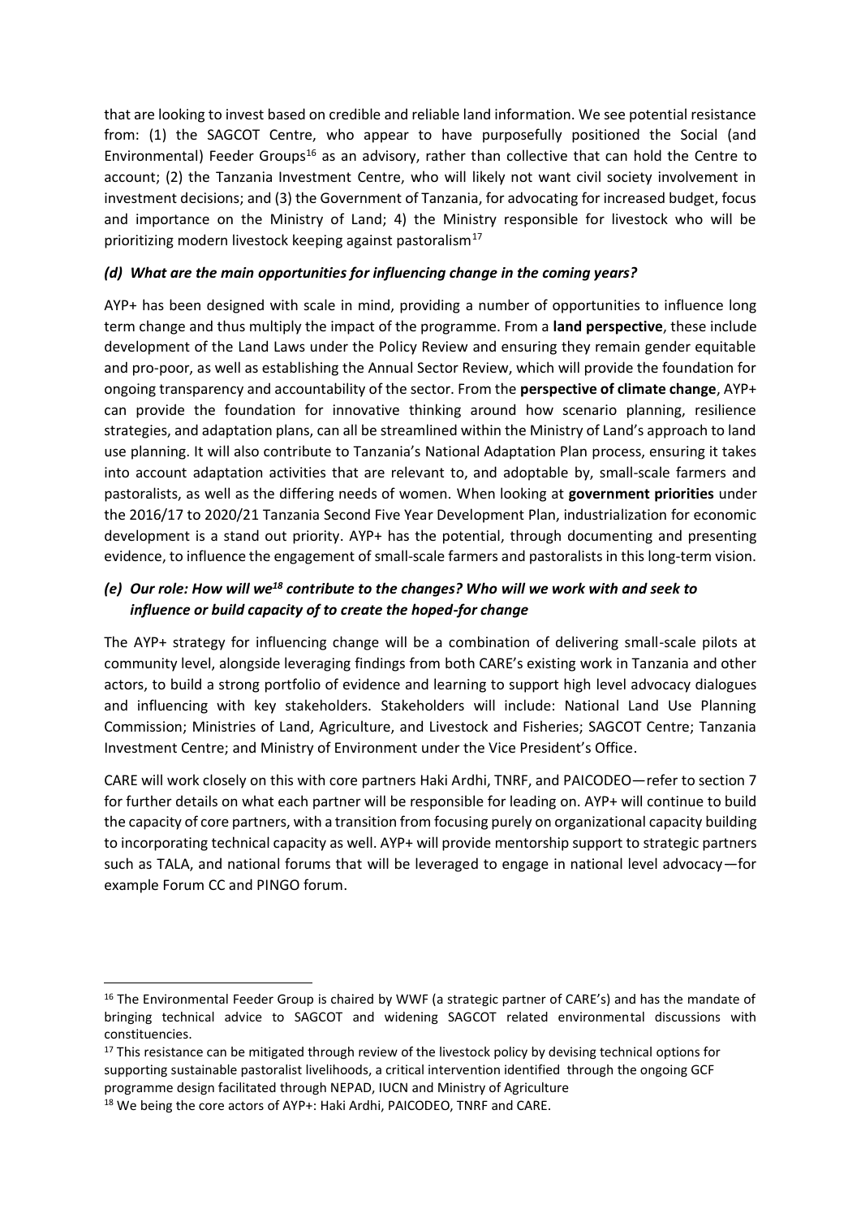that are looking to invest based on credible and reliable land information. We see potential resistance from: (1) the SAGCOT Centre, who appear to have purposefully positioned the Social (and Environmental) Feeder Groups[16] as an advisory, rather than collective that can hold the Centre to account; (2) the Tanzania Investment Centre, who will likely not want civil society involvement in investment decisions; and (3) the Government of Tanzania, for advocating for increased budget, focus and importance on the Ministry of Land; 4) the Ministry responsible for livestock who will be prioritizing modern livestock keeping against pastoralism[17]

### *(d) What are the main opportunities for influencing change in the coming years?*

AYP+ has been designed with scale in mind, providing a number of opportunities to influence long term change and thus multiply the impact of the programme. From a **land perspective**, these include development of the Land Laws under the Policy Review and ensuring they remain gender equitable and pro-poor, as well as establishing the Annual Sector Review, which will provide the foundation for ongoing transparency and accountability of the sector. From the **perspective of climate change**, AYP+ can provide the foundation for innovative thinking around how scenario planning, resilience strategies, and adaptation plans, can all be streamlined within the Ministry of Land's approach to land use planning. It will also contribute to Tanzania's National Adaptation Plan process, ensuring it takes into account adaptation activities that are relevant to, and adoptable by, small-scale farmers and pastoralists, as well as the differing needs of women. When looking at **government priorities** under the 2016/17 to 2020/21 Tanzania Second Five Year Development Plan, industrialization for economic development is a stand out priority. AYP+ has the potential, through documenting and presenting evidence, to influence the engagement of small-scale farmers and pastoralists in this long-term vision.

### *(e) Our role: How will we[18] contribute to the changes? Who will we work with and seek to influence or build capacity of to create the hoped-for change*

The AYP+ strategy for influencing change will be a combination of delivering small-scale pilots at community level, alongside leveraging findings from both CARE's existing work in Tanzania and other actors, to build a strong portfolio of evidence and learning to support high level advocacy dialogues and influencing with key stakeholders. Stakeholders will include: National Land Use Planning Commission; Ministries of Land, Agriculture, and Livestock and Fisheries; SAGCOT Centre; Tanzania Investment Centre; and Ministry of Environment under the Vice President's Office.

CARE will work closely on this with core partners Haki Ardhi, TNRF, and PAICODEO—refer to section 7 for further details on what each partner will be responsible for leading on. AYP+ will continue to build the capacity of core partners, with a transition from focusing purely on organizational capacity building to incorporating technical capacity as well. AYP+ will provide mentorship support to strategic partners such as TALA, and national forums that will be leveraged to engage in national level advocacy—for example Forum CC and PINGO forum.

---

[16] The Environmental Feeder Group is chaired by WWF (a strategic partner of CARE's) and has the mandate of bringing technical advice to SAGCOT and widening SAGCOT related environmental discussions with constituencies.

[17] This resistance can be mitigated through review of the livestock policy by devising technical options for supporting sustainable pastoralist livelihoods, a critical intervention identified through the ongoing GCF programme design facilitated through NEPAD, IUCN and Ministry of Agriculture

[18] We being the core actors of AYP+: Haki Ardhi, PAICODEO, TNRF and CARE.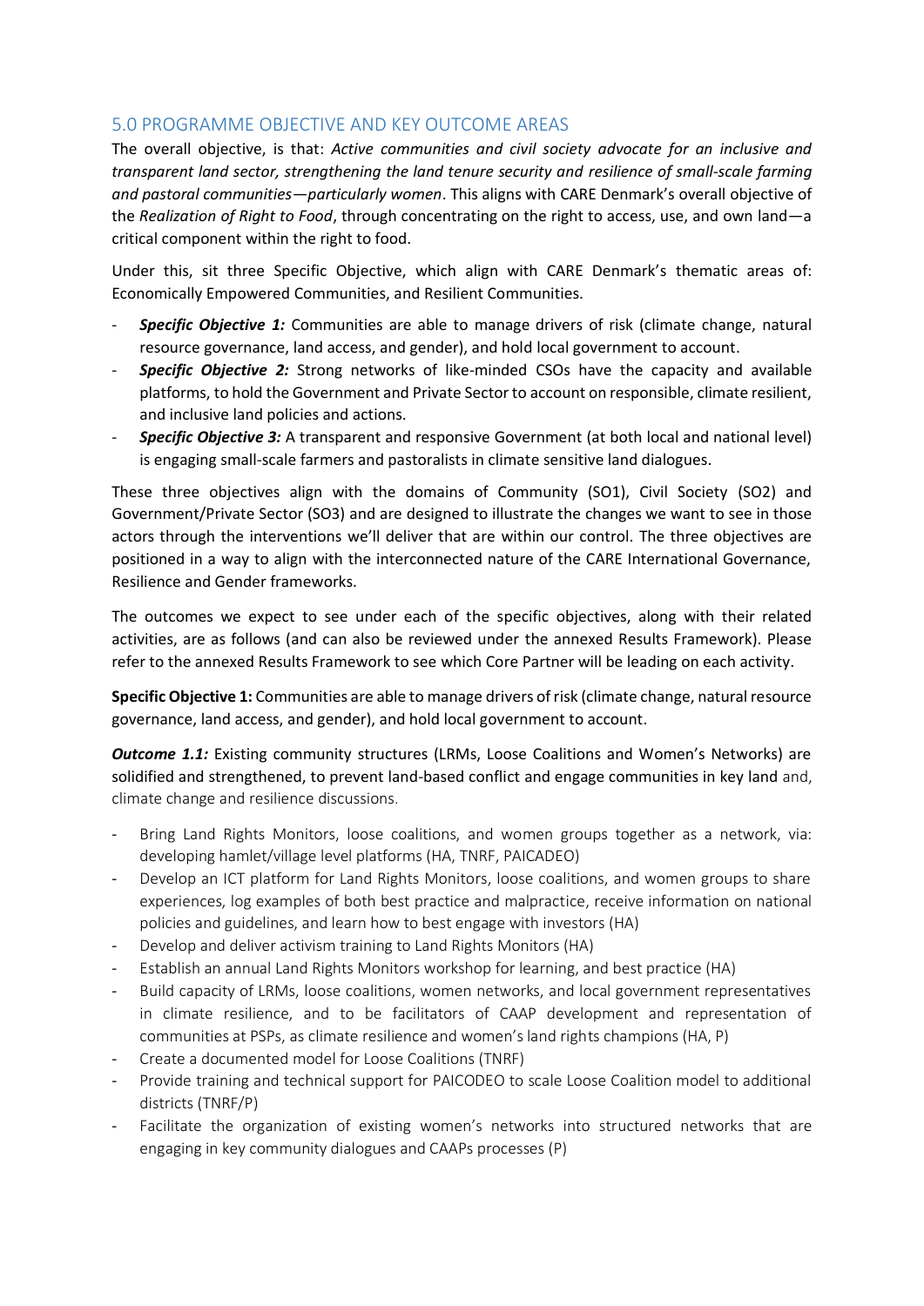## 5.0 PROGRAMME OBJECTIVE AND KEY OUTCOME AREAS

The overall objective, is that: *Active communities and civil society advocate for an inclusive and transparent land sector, strengthening the land tenure security and resilience of small-scale farming and pastoral communities—particularly women*. This aligns with CARE Denmark's overall objective of the *Realization of Right to Food*, through concentrating on the right to access, use, and own land—a critical component within the right to food.

Under this, sit three Specific Objective, which align with CARE Denmark's thematic areas of: Economically Empowered Communities, and Resilient Communities.

- ***Specific Objective 1:*** Communities are able to manage drivers of risk (climate change, natural resource governance, land access, and gender), and hold local government to account.
- ***Specific Objective 2:*** Strong networks of like-minded CSOs have the capacity and available platforms, to hold the Government and Private Sector to account on responsible, climate resilient, and inclusive land policies and actions.
- ***Specific Objective 3:*** A transparent and responsive Government (at both local and national level) is engaging small-scale farmers and pastoralists in climate sensitive land dialogues.

These three objectives align with the domains of Community (SO1), Civil Society (SO2) and Government/Private Sector (SO3) and are designed to illustrate the changes we want to see in those actors through the interventions we'll deliver that are within our control. The three objectives are positioned in a way to align with the interconnected nature of the CARE International Governance, Resilience and Gender frameworks.

The outcomes we expect to see under each of the specific objectives, along with their related activities, are as follows (and can also be reviewed under the annexed Results Framework). Please refer to the annexed Results Framework to see which Core Partner will be leading on each activity.

**Specific Objective 1:** Communities are able to manage drivers of risk (climate change, natural resource governance, land access, and gender), and hold local government to account.

***Outcome 1.1:*** Existing community structures (LRMs, Loose Coalitions and Women's Networks) are solidified and strengthened, to prevent land-based conflict and engage communities in key land and, climate change and resilience discussions.

- Bring Land Rights Monitors, loose coalitions, and women groups together as a network, via: developing hamlet/village level platforms (HA, TNRF, PAICADEO)
- Develop an ICT platform for Land Rights Monitors, loose coalitions, and women groups to share experiences, log examples of both best practice and malpractice, receive information on national policies and guidelines, and learn how to best engage with investors (HA)
- Develop and deliver activism training to Land Rights Monitors (HA)
- Establish an annual Land Rights Monitors workshop for learning, and best practice (HA)
- Build capacity of LRMs, loose coalitions, women networks, and local government representatives in climate resilience, and to be facilitators of CAAP development and representation of communities at PSPs, as climate resilience and women's land rights champions (HA, P)
- Create a documented model for Loose Coalitions (TNRF)
- Provide training and technical support for PAICODEO to scale Loose Coalition model to additional districts (TNRF/P)
- Facilitate the organization of existing women's networks into structured networks that are engaging in key community dialogues and CAAPs processes (P)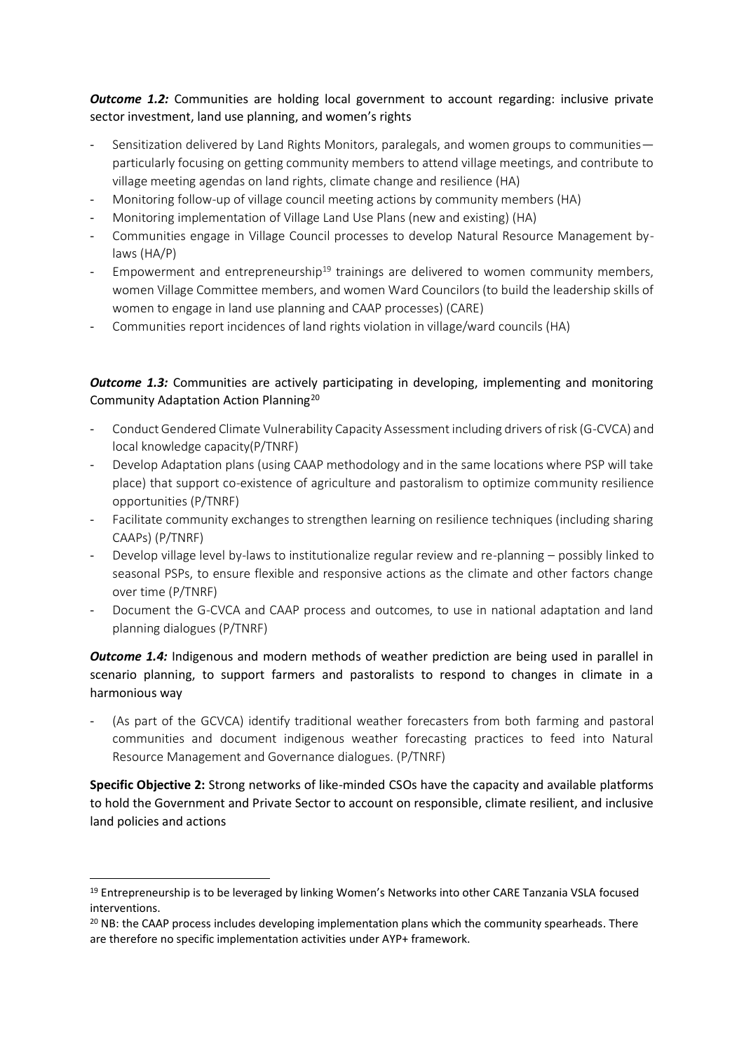***Outcome 1.2:*** Communities are holding local government to account regarding: inclusive private sector investment, land use planning, and women's rights

- Sensitization delivered by Land Rights Monitors, paralegals, and women groups to communities—particularly focusing on getting community members to attend village meetings, and contribute to village meeting agendas on land rights, climate change and resilience (HA)
- Monitoring follow-up of village council meeting actions by community members (HA)
- Monitoring implementation of Village Land Use Plans (new and existing) (HA)
- Communities engage in Village Council processes to develop Natural Resource Management by-laws (HA/P)
- Empowerment and entrepreneurship[19] trainings are delivered to women community members, women Village Committee members, and women Ward Councilors (to build the leadership skills of women to engage in land use planning and CAAP processes) (CARE)
- Communities report incidences of land rights violation in village/ward councils (HA)

***Outcome 1.3:*** Communities are actively participating in developing, implementing and monitoring Community Adaptation Action Planning[20]

- Conduct Gendered Climate Vulnerability Capacity Assessment including drivers of risk (G-CVCA) and local knowledge capacity(P/TNRF)
- Develop Adaptation plans (using CAAP methodology and in the same locations where PSP will take place) that support co-existence of agriculture and pastoralism to optimize community resilience opportunities (P/TNRF)
- Facilitate community exchanges to strengthen learning on resilience techniques (including sharing CAAPs) (P/TNRF)
- Develop village level by-laws to institutionalize regular review and re-planning – possibly linked to seasonal PSPs, to ensure flexible and responsive actions as the climate and other factors change over time (P/TNRF)
- Document the G-CVCA and CAAP process and outcomes, to use in national adaptation and land planning dialogues (P/TNRF)

***Outcome 1.4:*** Indigenous and modern methods of weather prediction are being used in parallel in scenario planning, to support farmers and pastoralists to respond to changes in climate in a harmonious way

- (As part of the GCVCA) identify traditional weather forecasters from both farming and pastoral communities and document indigenous weather forecasting practices to feed into Natural Resource Management and Governance dialogues. (P/TNRF)

**Specific Objective 2:** Strong networks of like-minded CSOs have the capacity and available platforms to hold the Government and Private Sector to account on responsible, climate resilient, and inclusive land policies and actions

---

[19] Entrepreneurship is to be leveraged by linking Women's Networks into other CARE Tanzania VSLA focused interventions.

[20] NB: the CAAP process includes developing implementation plans which the community spearheads. There are therefore no specific implementation activities under AYP+ framework.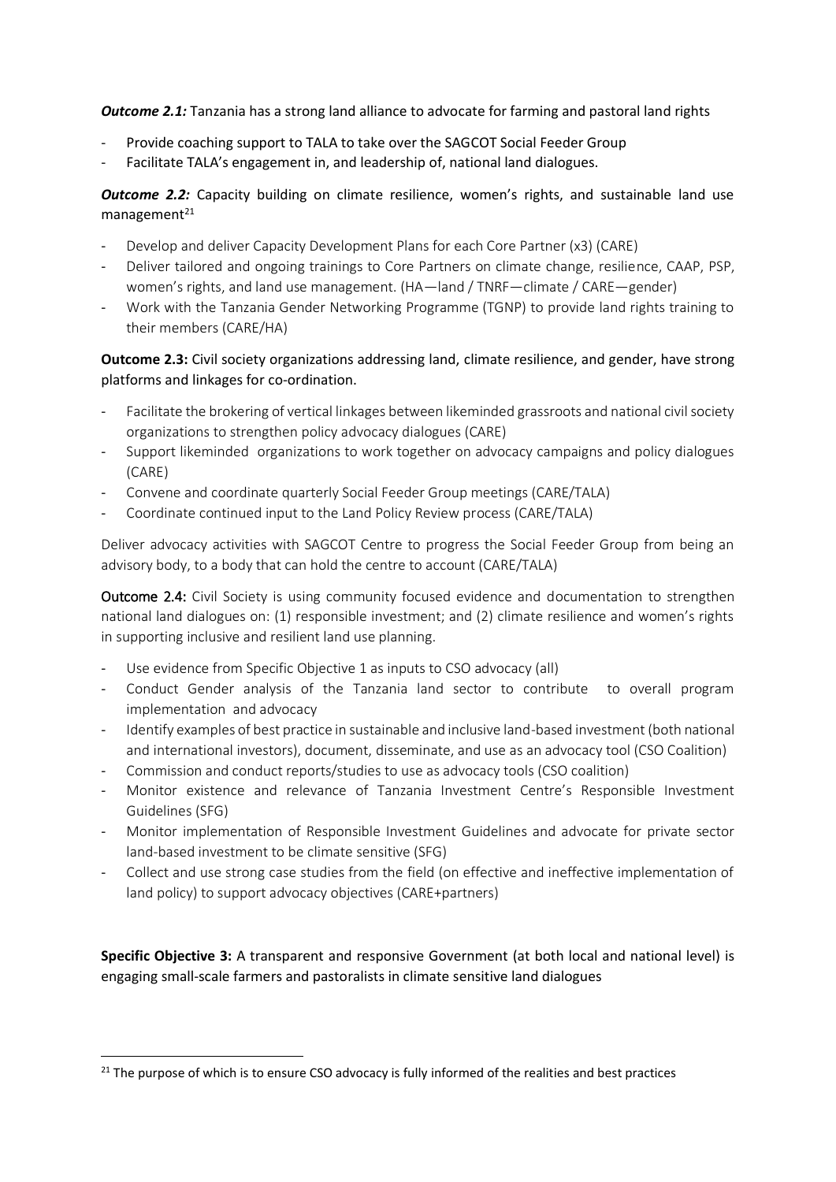***Outcome 2.1:*** Tanzania has a strong land alliance to advocate for farming and pastoral land rights

- Provide coaching support to TALA to take over the SAGCOT Social Feeder Group
- Facilitate TALA's engagement in, and leadership of, national land dialogues.

***Outcome 2.2:*** Capacity building on climate resilience, women's rights, and sustainable land use management[21]

- Develop and deliver Capacity Development Plans for each Core Partner (x3) (CARE)
- Deliver tailored and ongoing trainings to Core Partners on climate change, resilience, CAAP, PSP, women's rights, and land use management. (HA—land / TNRF—climate / CARE—gender)
- Work with the Tanzania Gender Networking Programme (TGNP) to provide land rights training to their members (CARE/HA)

**Outcome 2.3:** Civil society organizations addressing land, climate resilience, and gender, have strong platforms and linkages for co-ordination.

- Facilitate the brokering of vertical linkages between likeminded grassroots and national civil society organizations to strengthen policy advocacy dialogues (CARE)
- Support likeminded organizations to work together on advocacy campaigns and policy dialogues (CARE)
- Convene and coordinate quarterly Social Feeder Group meetings (CARE/TALA)
- Coordinate continued input to the Land Policy Review process (CARE/TALA)

Deliver advocacy activities with SAGCOT Centre to progress the Social Feeder Group from being an advisory body, to a body that can hold the centre to account (CARE/TALA)

**Outcome 2.4:** Civil Society is using community focused evidence and documentation to strengthen national land dialogues on: (1) responsible investment; and (2) climate resilience and women's rights in supporting inclusive and resilient land use planning.

- Use evidence from Specific Objective 1 as inputs to CSO advocacy (all)
- Conduct Gender analysis of the Tanzania land sector to contribute to overall program implementation and advocacy
- Identify examples of best practice in sustainable and inclusive land-based investment (both national and international investors), document, disseminate, and use as an advocacy tool (CSO Coalition)
- Commission and conduct reports/studies to use as advocacy tools (CSO coalition)
- Monitor existence and relevance of Tanzania Investment Centre's Responsible Investment Guidelines (SFG)
- Monitor implementation of Responsible Investment Guidelines and advocate for private sector land-based investment to be climate sensitive (SFG)
- Collect and use strong case studies from the field (on effective and ineffective implementation of land policy) to support advocacy objectives (CARE+partners)

**Specific Objective 3:** A transparent and responsive Government (at both local and national level) is engaging small-scale farmers and pastoralists in climate sensitive land dialogues

[21] The purpose of which is to ensure CSO advocacy is fully informed of the realities and best practices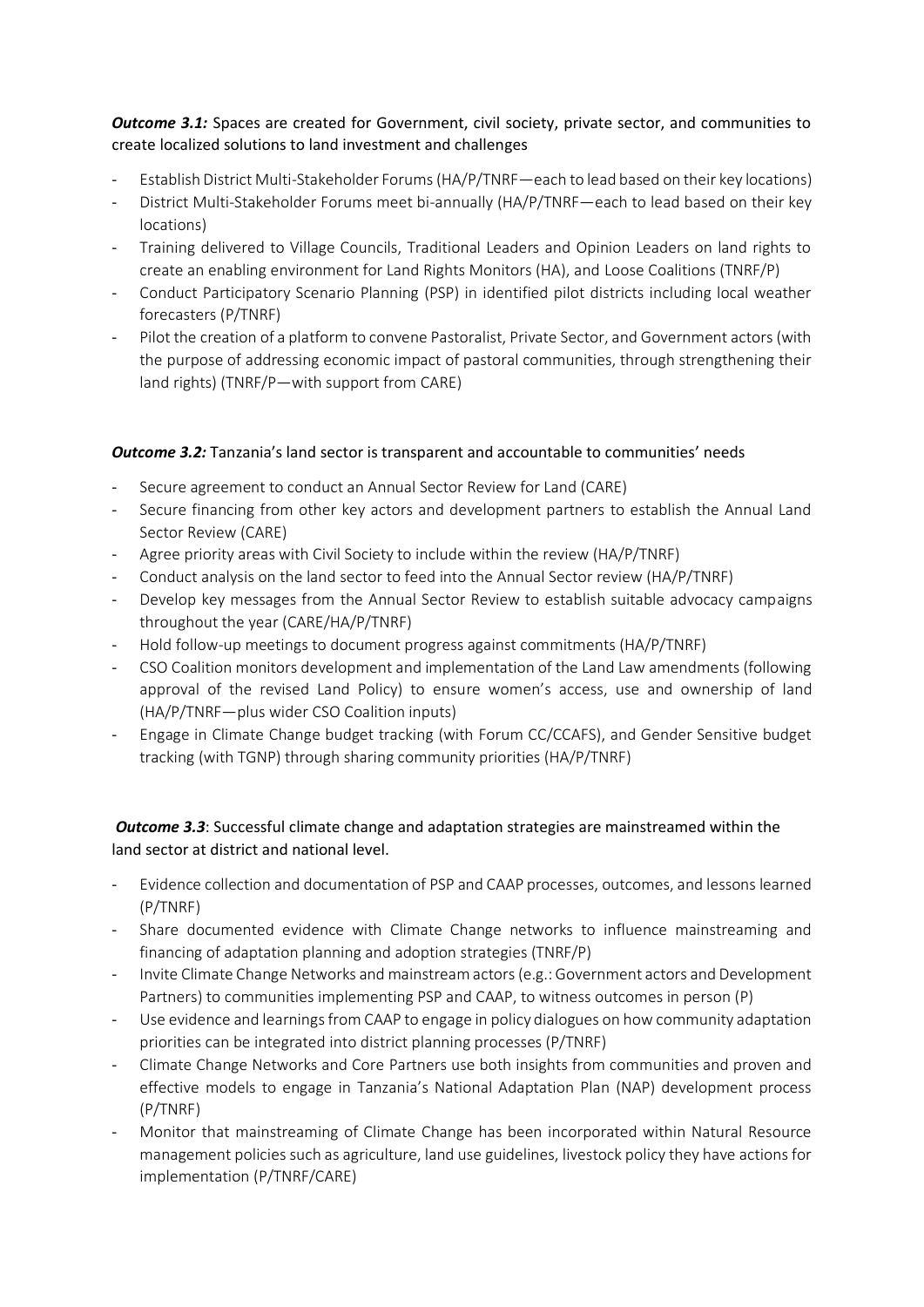***Outcome 3.1:*** Spaces are created for Government, civil society, private sector, and communities to create localized solutions to land investment and challenges

- Establish District Multi-Stakeholder Forums (HA/P/TNRF—each to lead based on their key locations)
- District Multi-Stakeholder Forums meet bi-annually (HA/P/TNRF—each to lead based on their key locations)
- Training delivered to Village Councils, Traditional Leaders and Opinion Leaders on land rights to create an enabling environment for Land Rights Monitors (HA), and Loose Coalitions (TNRF/P)
- Conduct Participatory Scenario Planning (PSP) in identified pilot districts including local weather forecasters (P/TNRF)
- Pilot the creation of a platform to convene Pastoralist, Private Sector, and Government actors (with the purpose of addressing economic impact of pastoral communities, through strengthening their land rights) (TNRF/P—with support from CARE)

***Outcome 3.2:*** Tanzania's land sector is transparent and accountable to communities' needs

- Secure agreement to conduct an Annual Sector Review for Land (CARE)
- Secure financing from other key actors and development partners to establish the Annual Land Sector Review (CARE)
- Agree priority areas with Civil Society to include within the review (HA/P/TNRF)
- Conduct analysis on the land sector to feed into the Annual Sector review (HA/P/TNRF)
- Develop key messages from the Annual Sector Review to establish suitable advocacy campaigns throughout the year (CARE/HA/P/TNRF)
- Hold follow-up meetings to document progress against commitments (HA/P/TNRF)
- CSO Coalition monitors development and implementation of the Land Law amendments (following approval of the revised Land Policy) to ensure women's access, use and ownership of land (HA/P/TNRF—plus wider CSO Coalition inputs)
- Engage in Climate Change budget tracking (with Forum CC/CCAFS), and Gender Sensitive budget tracking (with TGNP) through sharing community priorities (HA/P/TNRF)

***Outcome 3.3***: Successful climate change and adaptation strategies are mainstreamed within the land sector at district and national level.

- Evidence collection and documentation of PSP and CAAP processes, outcomes, and lessons learned (P/TNRF)
- Share documented evidence with Climate Change networks to influence mainstreaming and financing of adaptation planning and adoption strategies (TNRF/P)
- Invite Climate Change Networks and mainstream actors (e.g.: Government actors and Development Partners) to communities implementing PSP and CAAP, to witness outcomes in person (P)
- Use evidence and learnings from CAAP to engage in policy dialogues on how community adaptation priorities can be integrated into district planning processes (P/TNRF)
- Climate Change Networks and Core Partners use both insights from communities and proven and effective models to engage in Tanzania's National Adaptation Plan (NAP) development process (P/TNRF)
- Monitor that mainstreaming of Climate Change has been incorporated within Natural Resource management policies such as agriculture, land use guidelines, livestock policy they have actions for implementation (P/TNRF/CARE)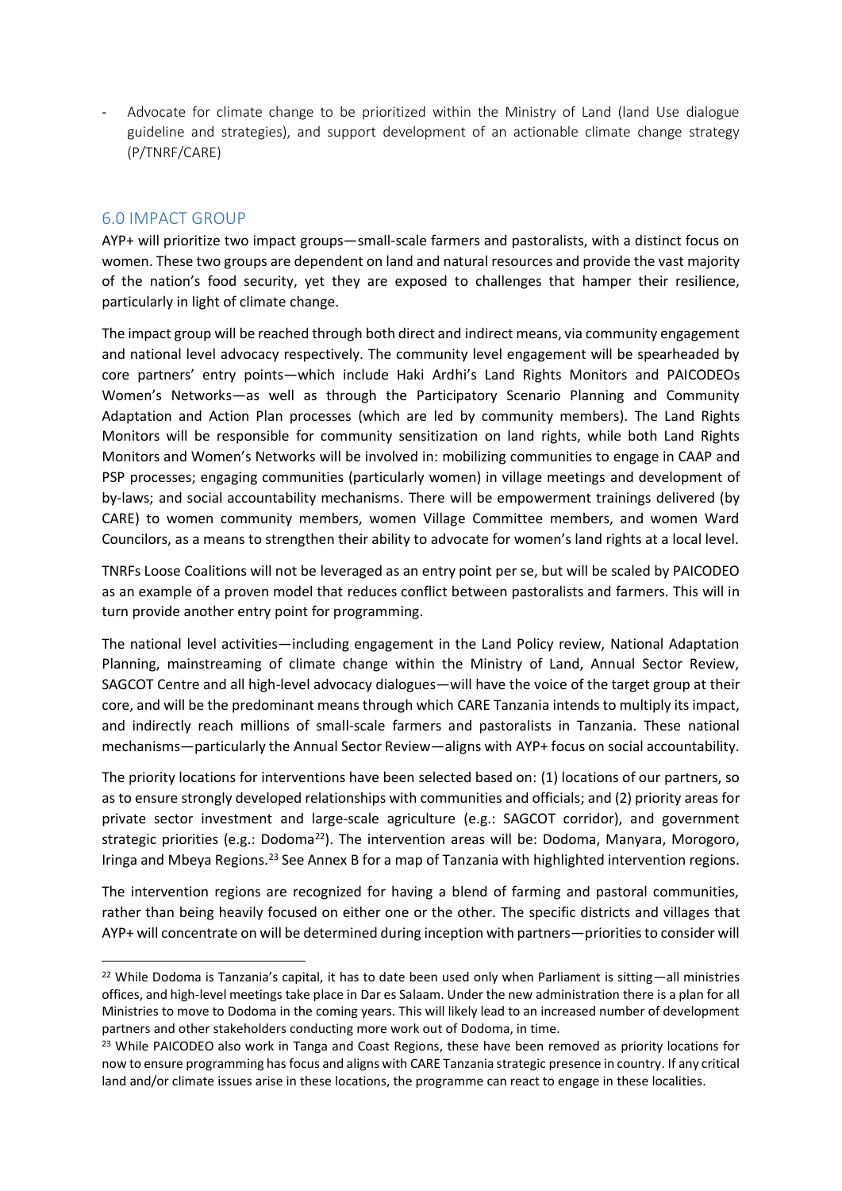- Advocate for climate change to be prioritized within the Ministry of Land (land Use dialogue guideline and strategies), and support development of an actionable climate change strategy (P/TNRF/CARE)

## 6.0 IMPACT GROUP

AYP+ will prioritize two impact groups—small-scale farmers and pastoralists, with a distinct focus on women. These two groups are dependent on land and natural resources and provide the vast majority of the nation's food security, yet they are exposed to challenges that hamper their resilience, particularly in light of climate change.

The impact group will be reached through both direct and indirect means, via community engagement and national level advocacy respectively. The community level engagement will be spearheaded by core partners' entry points—which include Haki Ardhi's Land Rights Monitors and PAICODEOs Women's Networks—as well as through the Participatory Scenario Planning and Community Adaptation and Action Plan processes (which are led by community members). The Land Rights Monitors will be responsible for community sensitization on land rights, while both Land Rights Monitors and Women's Networks will be involved in: mobilizing communities to engage in CAAP and PSP processes; engaging communities (particularly women) in village meetings and development of by-laws; and social accountability mechanisms. There will be empowerment trainings delivered (by CARE) to women community members, women Village Committee members, and women Ward Councilors, as a means to strengthen their ability to advocate for women's land rights at a local level.

TNRFs Loose Coalitions will not be leveraged as an entry point per se, but will be scaled by PAICODEO as an example of a proven model that reduces conflict between pastoralists and farmers. This will in turn provide another entry point for programming.

The national level activities—including engagement in the Land Policy review, National Adaptation Planning, mainstreaming of climate change within the Ministry of Land, Annual Sector Review, SAGCOT Centre and all high-level advocacy dialogues—will have the voice of the target group at their core, and will be the predominant means through which CARE Tanzania intends to multiply its impact, and indirectly reach millions of small-scale farmers and pastoralists in Tanzania. These national mechanisms—particularly the Annual Sector Review—aligns with AYP+ focus on social accountability.

The priority locations for interventions have been selected based on: (1) locations of our partners, so as to ensure strongly developed relationships with communities and officials; and (2) priority areas for private sector investment and large-scale agriculture (e.g.: SAGCOT corridor), and government strategic priorities (e.g.: Dodoma[22]). The intervention areas will be: Dodoma, Manyara, Morogoro, Iringa and Mbeya Regions.[23] See Annex B for a map of Tanzania with highlighted intervention regions.

The intervention regions are recognized for having a blend of farming and pastoral communities, rather than being heavily focused on either one or the other. The specific districts and villages that AYP+ will concentrate on will be determined during inception with partners—priorities to consider will

---

[22] While Dodoma is Tanzania's capital, it has to date been used only when Parliament is sitting—all ministries offices, and high-level meetings take place in Dar es Salaam. Under the new administration there is a plan for all Ministries to move to Dodoma in the coming years. This will likely lead to an increased number of development partners and other stakeholders conducting more work out of Dodoma, in time.

[23] While PAICODEO also work in Tanga and Coast Regions, these have been removed as priority locations for now to ensure programming has focus and aligns with CARE Tanzania strategic presence in country. If any critical land and/or climate issues arise in these locations, the programme can react to engage in these localities.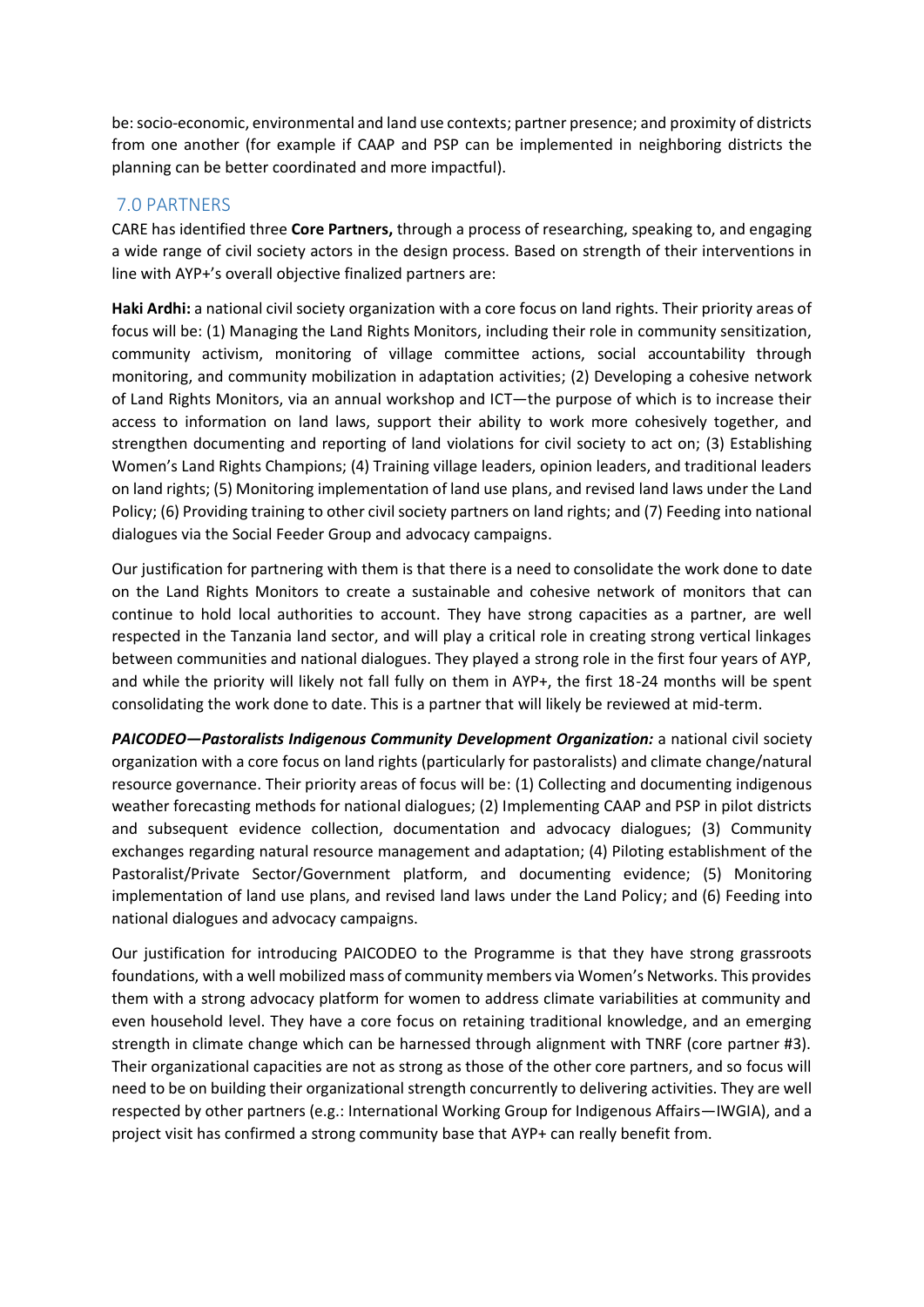be: socio-economic, environmental and land use contexts; partner presence; and proximity of districts from one another (for example if CAAP and PSP can be implemented in neighboring districts the planning can be better coordinated and more impactful).

## 7.0 PARTNERS

CARE has identified three **Core Partners,** through a process of researching, speaking to, and engaging a wide range of civil society actors in the design process. Based on strength of their interventions in line with AYP+'s overall objective finalized partners are:

**Haki Ardhi:** a national civil society organization with a core focus on land rights. Their priority areas of focus will be: (1) Managing the Land Rights Monitors, including their role in community sensitization, community activism, monitoring of village committee actions, social accountability through monitoring, and community mobilization in adaptation activities; (2) Developing a cohesive network of Land Rights Monitors, via an annual workshop and ICT—the purpose of which is to increase their access to information on land laws, support their ability to work more cohesively together, and strengthen documenting and reporting of land violations for civil society to act on; (3) Establishing Women's Land Rights Champions; (4) Training village leaders, opinion leaders, and traditional leaders on land rights; (5) Monitoring implementation of land use plans, and revised land laws under the Land Policy; (6) Providing training to other civil society partners on land rights; and (7) Feeding into national dialogues via the Social Feeder Group and advocacy campaigns.

Our justification for partnering with them is that there is a need to consolidate the work done to date on the Land Rights Monitors to create a sustainable and cohesive network of monitors that can continue to hold local authorities to account. They have strong capacities as a partner, are well respected in the Tanzania land sector, and will play a critical role in creating strong vertical linkages between communities and national dialogues. They played a strong role in the first four years of AYP, and while the priority will likely not fall fully on them in AYP+, the first 18-24 months will be spent consolidating the work done to date. This is a partner that will likely be reviewed at mid-term.

***PAICODEO—Pastoralists Indigenous Community Development Organization:*** a national civil society organization with a core focus on land rights (particularly for pastoralists) and climate change/natural resource governance. Their priority areas of focus will be: (1) Collecting and documenting indigenous weather forecasting methods for national dialogues; (2) Implementing CAAP and PSP in pilot districts and subsequent evidence collection, documentation and advocacy dialogues; (3) Community exchanges regarding natural resource management and adaptation; (4) Piloting establishment of the Pastoralist/Private Sector/Government platform, and documenting evidence; (5) Monitoring implementation of land use plans, and revised land laws under the Land Policy; and (6) Feeding into national dialogues and advocacy campaigns.

Our justification for introducing PAICODEO to the Programme is that they have strong grassroots foundations, with a well mobilized mass of community members via Women's Networks. This provides them with a strong advocacy platform for women to address climate variabilities at community and even household level. They have a core focus on retaining traditional knowledge, and an emerging strength in climate change which can be harnessed through alignment with TNRF (core partner #3). Their organizational capacities are not as strong as those of the other core partners, and so focus will need to be on building their organizational strength concurrently to delivering activities. They are well respected by other partners (e.g.: International Working Group for Indigenous Affairs—IWGIA), and a project visit has confirmed a strong community base that AYP+ can really benefit from.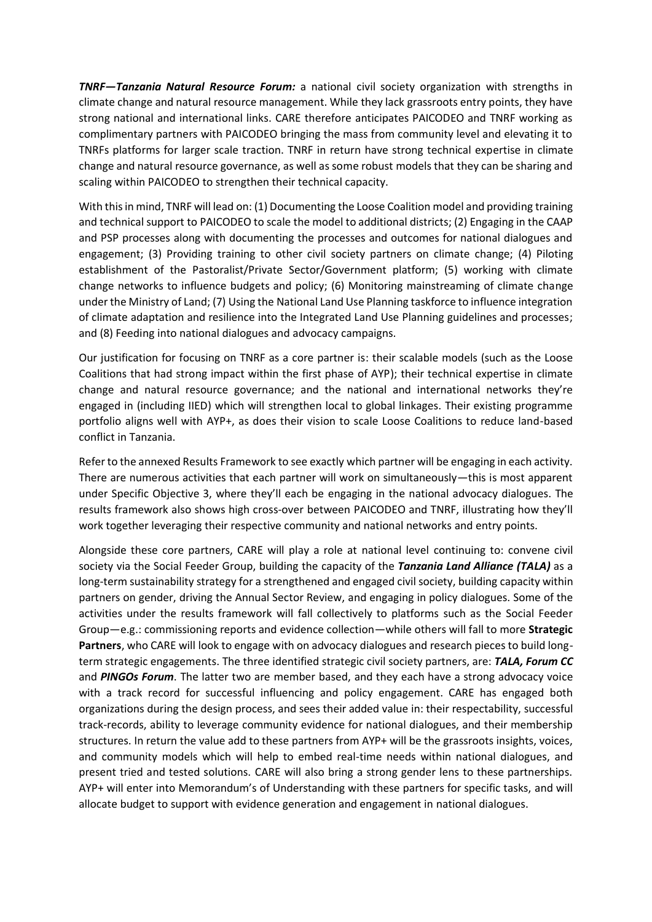***TNRF—Tanzania Natural Resource Forum:*** a national civil society organization with strengths in climate change and natural resource management. While they lack grassroots entry points, they have strong national and international links. CARE therefore anticipates PAICODEO and TNRF working as complimentary partners with PAICODEO bringing the mass from community level and elevating it to TNRFs platforms for larger scale traction. TNRF in return have strong technical expertise in climate change and natural resource governance, as well as some robust models that they can be sharing and scaling within PAICODEO to strengthen their technical capacity.

With this in mind, TNRF will lead on: (1) Documenting the Loose Coalition model and providing training and technical support to PAICODEO to scale the model to additional districts; (2) Engaging in the CAAP and PSP processes along with documenting the processes and outcomes for national dialogues and engagement; (3) Providing training to other civil society partners on climate change; (4) Piloting establishment of the Pastoralist/Private Sector/Government platform; (5) working with climate change networks to influence budgets and policy; (6) Monitoring mainstreaming of climate change under the Ministry of Land; (7) Using the National Land Use Planning taskforce to influence integration of climate adaptation and resilience into the Integrated Land Use Planning guidelines and processes; and (8) Feeding into national dialogues and advocacy campaigns.

Our justification for focusing on TNRF as a core partner is: their scalable models (such as the Loose Coalitions that had strong impact within the first phase of AYP); their technical expertise in climate change and natural resource governance; and the national and international networks they're engaged in (including IIED) which will strengthen local to global linkages. Their existing programme portfolio aligns well with AYP+, as does their vision to scale Loose Coalitions to reduce land-based conflict in Tanzania.

Refer to the annexed Results Framework to see exactly which partner will be engaging in each activity. There are numerous activities that each partner will work on simultaneously—this is most apparent under Specific Objective 3, where they'll each be engaging in the national advocacy dialogues. The results framework also shows high cross-over between PAICODEO and TNRF, illustrating how they'll work together leveraging their respective community and national networks and entry points.

Alongside these core partners, CARE will play a role at national level continuing to: convene civil society via the Social Feeder Group, building the capacity of the ***Tanzania Land Alliance (TALA)*** as a long-term sustainability strategy for a strengthened and engaged civil society, building capacity within partners on gender, driving the Annual Sector Review, and engaging in policy dialogues. Some of the activities under the results framework will fall collectively to platforms such as the Social Feeder Group—e.g.: commissioning reports and evidence collection—while others will fall to more **Strategic Partners**, who CARE will look to engage with on advocacy dialogues and research pieces to build long-term strategic engagements. The three identified strategic civil society partners, are: ***TALA, Forum CC*** and ***PINGOs Forum***. The latter two are member based, and they each have a strong advocacy voice with a track record for successful influencing and policy engagement. CARE has engaged both organizations during the design process, and sees their added value in: their respectability, successful track-records, ability to leverage community evidence for national dialogues, and their membership structures. In return the value add to these partners from AYP+ will be the grassroots insights, voices, and community models which will help to embed real-time needs within national dialogues, and present tried and tested solutions. CARE will also bring a strong gender lens to these partnerships. AYP+ will enter into Memorandum's of Understanding with these partners for specific tasks, and will allocate budget to support with evidence generation and engagement in national dialogues.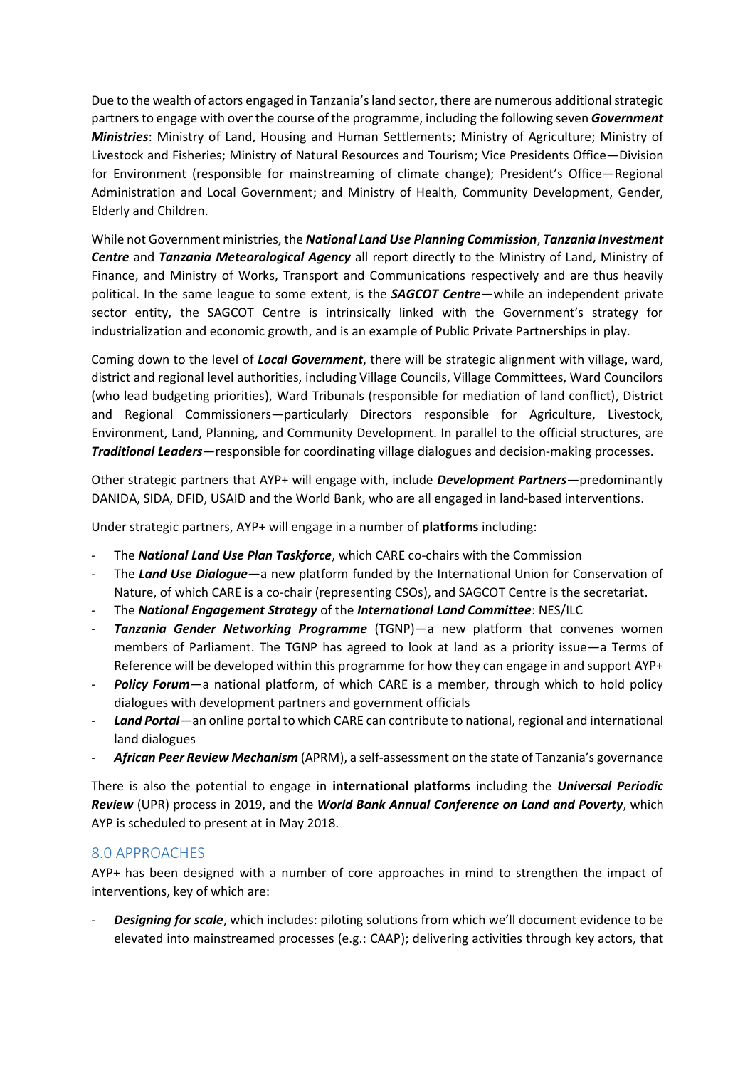Due to the wealth of actors engaged in Tanzania's land sector, there are numerous additional strategic partners to engage with over the course of the programme, including the following seven ***Government Ministries***: Ministry of Land, Housing and Human Settlements; Ministry of Agriculture; Ministry of Livestock and Fisheries; Ministry of Natural Resources and Tourism; Vice Presidents Office—Division for Environment (responsible for mainstreaming of climate change); President's Office—Regional Administration and Local Government; and Ministry of Health, Community Development, Gender, Elderly and Children.

While not Government ministries, the ***National Land Use Planning Commission***, ***Tanzania Investment Centre*** and ***Tanzania Meteorological Agency*** all report directly to the Ministry of Land, Ministry of Finance, and Ministry of Works, Transport and Communications respectively and are thus heavily political. In the same league to some extent, is the ***SAGCOT Centre***—while an independent private sector entity, the SAGCOT Centre is intrinsically linked with the Government's strategy for industrialization and economic growth, and is an example of Public Private Partnerships in play.

Coming down to the level of ***Local Government***, there will be strategic alignment with village, ward, district and regional level authorities, including Village Councils, Village Committees, Ward Councilors (who lead budgeting priorities), Ward Tribunals (responsible for mediation of land conflict), District and Regional Commissioners—particularly Directors responsible for Agriculture, Livestock, Environment, Land, Planning, and Community Development. In parallel to the official structures, are ***Traditional Leaders***—responsible for coordinating village dialogues and decision-making processes.

Other strategic partners that AYP+ will engage with, include ***Development Partners***—predominantly DANIDA, SIDA, DFID, USAID and the World Bank, who are all engaged in land-based interventions.

Under strategic partners, AYP+ will engage in a number of **platforms** including:

- The ***National Land Use Plan Taskforce***, which CARE co-chairs with the Commission
- The ***Land Use Dialogue***—a new platform funded by the International Union for Conservation of Nature, of which CARE is a co-chair (representing CSOs), and SAGCOT Centre is the secretariat.
- The ***National Engagement Strategy*** of the ***International Land Committee***: NES/ILC
- ***Tanzania Gender Networking Programme*** (TGNP)—a new platform that convenes women members of Parliament. The TGNP has agreed to look at land as a priority issue—a Terms of Reference will be developed within this programme for how they can engage in and support AYP+
- ***Policy Forum***—a national platform, of which CARE is a member, through which to hold policy dialogues with development partners and government officials
- ***Land Portal***—an online portal to which CARE can contribute to national, regional and international land dialogues
- ***African Peer Review Mechanism*** (APRM), a self-assessment on the state of Tanzania's governance

There is also the potential to engage in **international platforms** including the ***Universal Periodic Review*** (UPR) process in 2019, and the ***World Bank Annual Conference on Land and Poverty***, which AYP is scheduled to present at in May 2018.

## 8.0 APPROACHES

AYP+ has been designed with a number of core approaches in mind to strengthen the impact of interventions, key of which are:

- ***Designing for scale***, which includes: piloting solutions from which we'll document evidence to be elevated into mainstreamed processes (e.g.: CAAP); delivering activities through key actors, that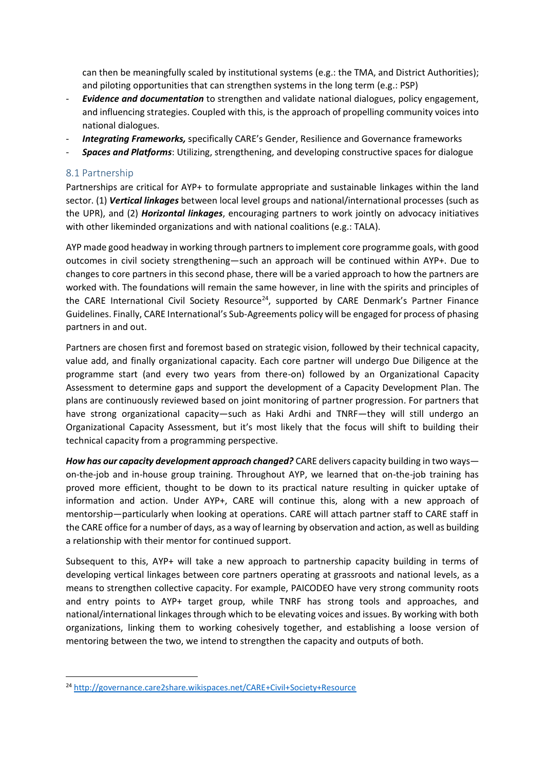can then be meaningfully scaled by institutional systems (e.g.: the TMA, and District Authorities); and piloting opportunities that can strengthen systems in the long term (e.g.: PSP)

- ***Evidence and documentation*** to strengthen and validate national dialogues, policy engagement, and influencing strategies. Coupled with this, is the approach of propelling community voices into national dialogues.
- ***Integrating Frameworks,*** specifically CARE's Gender, Resilience and Governance frameworks
- ***Spaces and Platforms***: Utilizing, strengthening, and developing constructive spaces for dialogue

## 8.1 Partnership

Partnerships are critical for AYP+ to formulate appropriate and sustainable linkages within the land sector. (1) ***Vertical linkages*** between local level groups and national/international processes (such as the UPR), and (2) ***Horizontal linkages***, encouraging partners to work jointly on advocacy initiatives with other likeminded organizations and with national coalitions (e.g.: TALA).

AYP made good headway in working through partners to implement core programme goals, with good outcomes in civil society strengthening—such an approach will be continued within AYP+. Due to changes to core partners in this second phase, there will be a varied approach to how the partners are worked with. The foundations will remain the same however, in line with the spirits and principles of the CARE International Civil Society Resource[24], supported by CARE Denmark's Partner Finance Guidelines. Finally, CARE International's Sub-Agreements policy will be engaged for process of phasing partners in and out.

Partners are chosen first and foremost based on strategic vision, followed by their technical capacity, value add, and finally organizational capacity. Each core partner will undergo Due Diligence at the programme start (and every two years from there-on) followed by an Organizational Capacity Assessment to determine gaps and support the development of a Capacity Development Plan. The plans are continuously reviewed based on joint monitoring of partner progression. For partners that have strong organizational capacity—such as Haki Ardhi and TNRF—they will still undergo an Organizational Capacity Assessment, but it's most likely that the focus will shift to building their technical capacity from a programming perspective.

***How has our capacity development approach changed?*** CARE delivers capacity building in two ways—on-the-job and in-house group training. Throughout AYP, we learned that on-the-job training has proved more efficient, thought to be down to its practical nature resulting in quicker uptake of information and action. Under AYP+, CARE will continue this, along with a new approach of mentorship—particularly when looking at operations. CARE will attach partner staff to CARE staff in the CARE office for a number of days, as a way of learning by observation and action, as well as building a relationship with their mentor for continued support.

Subsequent to this, AYP+ will take a new approach to partnership capacity building in terms of developing vertical linkages between core partners operating at grassroots and national levels, as a means to strengthen collective capacity. For example, PAICODEO have very strong community roots and entry points to AYP+ target group, while TNRF has strong tools and approaches, and national/international linkages through which to be elevating voices and issues. By working with both organizations, linking them to working cohesively together, and establishing a loose version of mentoring between the two, we intend to strengthen the capacity and outputs of both.

---

[24] http://governance.care2share.wikispaces.net/CARE+Civil+Society+Resource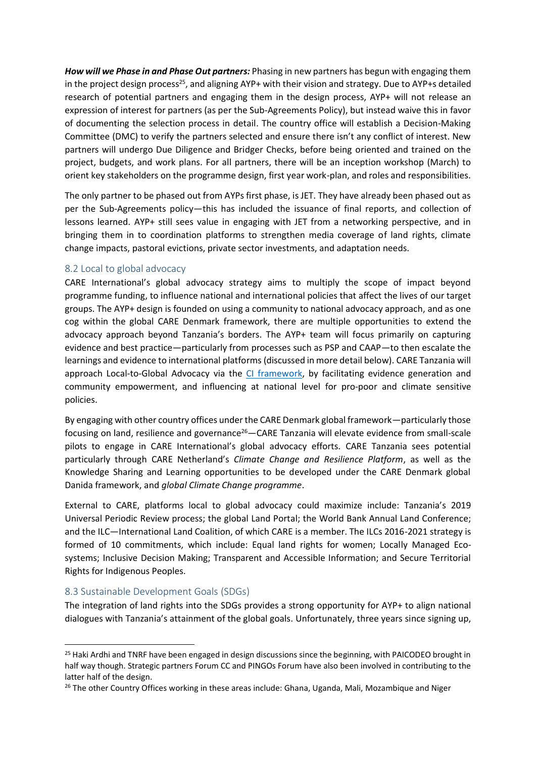***How will we Phase in and Phase Out partners:*** Phasing in new partners has begun with engaging them in the project design process[25], and aligning AYP+ with their vision and strategy. Due to AYP+s detailed research of potential partners and engaging them in the design process, AYP+ will not release an expression of interest for partners (as per the Sub-Agreements Policy), but instead waive this in favor of documenting the selection process in detail. The country office will establish a Decision-Making Committee (DMC) to verify the partners selected and ensure there isn't any conflict of interest. New partners will undergo Due Diligence and Bridger Checks, before being oriented and trained on the project, budgets, and work plans. For all partners, there will be an inception workshop (March) to orient key stakeholders on the programme design, first year work-plan, and roles and responsibilities.

The only partner to be phased out from AYPs first phase, is JET. They have already been phased out as per the Sub-Agreements policy—this has included the issuance of final reports, and collection of lessons learned. AYP+ still sees value in engaging with JET from a networking perspective, and in bringing them in to coordination platforms to strengthen media coverage of land rights, climate change impacts, pastoral evictions, private sector investments, and adaptation needs.

## 8.2 Local to global advocacy

CARE International's global advocacy strategy aims to multiply the scope of impact beyond programme funding, to influence national and international policies that affect the lives of our target groups. The AYP+ design is founded on using a community to national advocacy approach, and as one cog within the global CARE Denmark framework, there are multiple opportunities to extend the advocacy approach beyond Tanzania's borders. The AYP+ team will focus primarily on capturing evidence and best practice—particularly from processes such as PSP and CAAP—to then escalate the learnings and evidence to international platforms (discussed in more detail below). CARE Tanzania will approach Local-to-Global Advocacy via the [CI framework](), by facilitating evidence generation and community empowerment, and influencing at national level for pro-poor and climate sensitive policies.

By engaging with other country offices under the CARE Denmark global framework—particularly those focusing on land, resilience and governance[26]—CARE Tanzania will elevate evidence from small-scale pilots to engage in CARE International's global advocacy efforts. CARE Tanzania sees potential particularly through CARE Netherland's *Climate Change and Resilience Platform*, as well as the Knowledge Sharing and Learning opportunities to be developed under the CARE Denmark global Danida framework, and *global Climate Change programme*.

External to CARE, platforms local to global advocacy could maximize include: Tanzania's 2019 Universal Periodic Review process; the global Land Portal; the World Bank Annual Land Conference; and the ILC—International Land Coalition, of which CARE is a member. The ILCs 2016-2021 strategy is formed of 10 commitments, which include: Equal land rights for women; Locally Managed Eco-systems; Inclusive Decision Making; Transparent and Accessible Information; and Secure Territorial Rights for Indigenous Peoples.

## 8.3 Sustainable Development Goals (SDGs)

The integration of land rights into the SDGs provides a strong opportunity for AYP+ to align national dialogues with Tanzania's attainment of the global goals. Unfortunately, three years since signing up,

---

[25] Haki Ardhi and TNRF have been engaged in design discussions since the beginning, with PAICODEO brought in half way though. Strategic partners Forum CC and PINGOs Forum have also been involved in contributing to the latter half of the design.

[26] The other Country Offices working in these areas include: Ghana, Uganda, Mali, Mozambique and Niger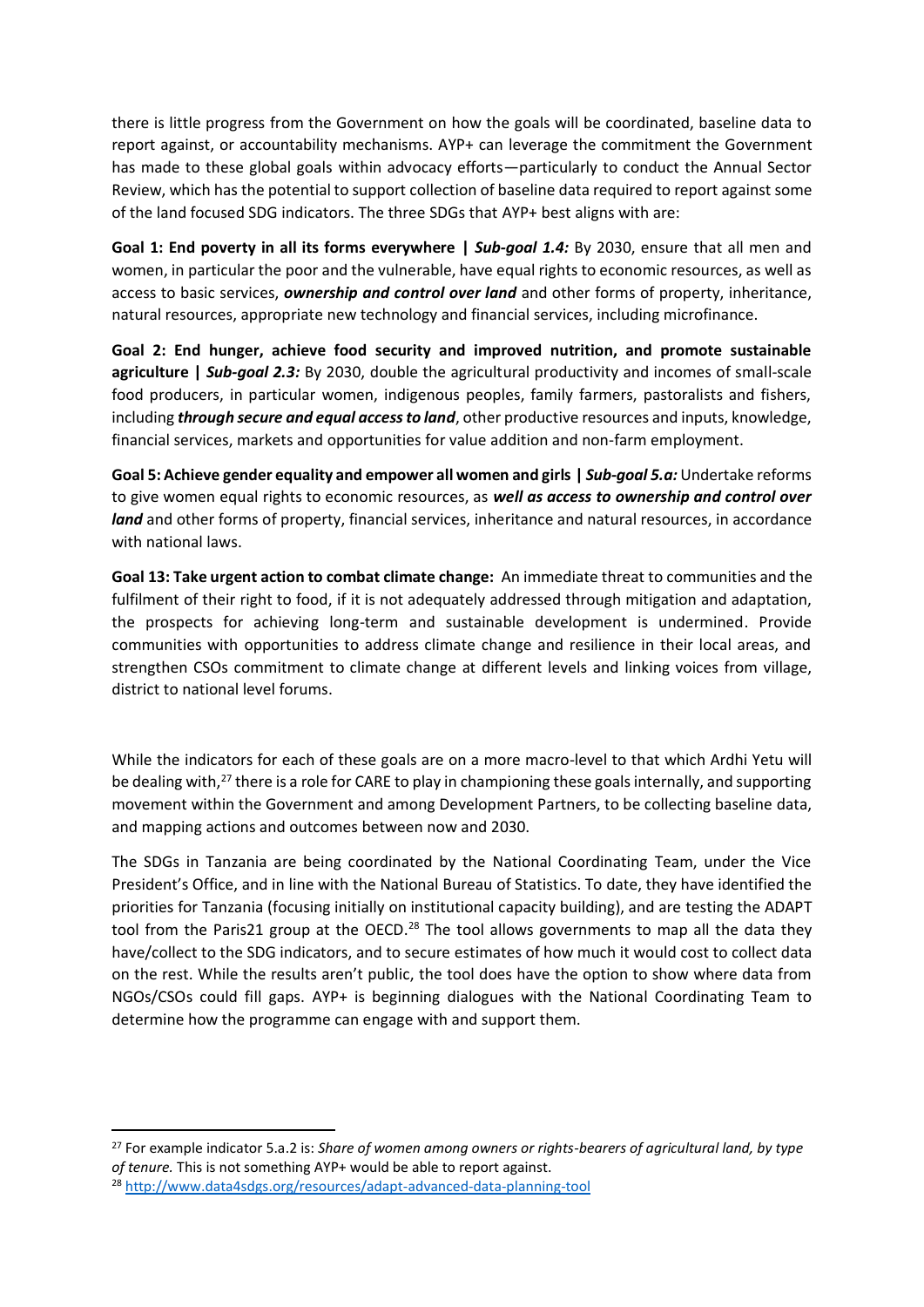there is little progress from the Government on how the goals will be coordinated, baseline data to report against, or accountability mechanisms. AYP+ can leverage the commitment the Government has made to these global goals within advocacy efforts—particularly to conduct the Annual Sector Review, which has the potential to support collection of baseline data required to report against some of the land focused SDG indicators. The three SDGs that AYP+ best aligns with are:

**Goal 1: End poverty in all its forms everywhere |** ***Sub-goal 1.4:*** By 2030, ensure that all men and women, in particular the poor and the vulnerable, have equal rights to economic resources, as well as access to basic services, ***ownership and control over land*** and other forms of property, inheritance, natural resources, appropriate new technology and financial services, including microfinance.

**Goal 2: End hunger, achieve food security and improved nutrition, and promote sustainable agriculture |** ***Sub-goal 2.3:*** By 2030, double the agricultural productivity and incomes of small-scale food producers, in particular women, indigenous peoples, family farmers, pastoralists and fishers, including ***through secure and equal access to land***, other productive resources and inputs, knowledge, financial services, markets and opportunities for value addition and non-farm employment.

**Goal 5: Achieve gender equality and empower all women and girls |** ***Sub-goal 5.a:*** Undertake reforms to give women equal rights to economic resources, as ***well as access to ownership and control over land*** and other forms of property, financial services, inheritance and natural resources, in accordance with national laws.

**Goal 13: Take urgent action to combat climate change:** An immediate threat to communities and the fulfilment of their right to food, if it is not adequately addressed through mitigation and adaptation, the prospects for achieving long-term and sustainable development is undermined. Provide communities with opportunities to address climate change and resilience in their local areas, and strengthen CSOs commitment to climate change at different levels and linking voices from village, district to national level forums.

While the indicators for each of these goals are on a more macro-level to that which Ardhi Yetu will be dealing with,[27] there is a role for CARE to play in championing these goals internally, and supporting movement within the Government and among Development Partners, to be collecting baseline data, and mapping actions and outcomes between now and 2030.

The SDGs in Tanzania are being coordinated by the National Coordinating Team, under the Vice President's Office, and in line with the National Bureau of Statistics. To date, they have identified the priorities for Tanzania (focusing initially on institutional capacity building), and are testing the ADAPT tool from the Paris21 group at the OECD.[28] The tool allows governments to map all the data they have/collect to the SDG indicators, and to secure estimates of how much it would cost to collect data on the rest. While the results aren't public, the tool does have the option to show where data from NGOs/CSOs could fill gaps. AYP+ is beginning dialogues with the National Coordinating Team to determine how the programme can engage with and support them.

---

[27] For example indicator 5.a.2 is: *Share of women among owners or rights-bearers of agricultural land, by type of tenure.* This is not something AYP+ would be able to report against.

[28] http://www.data4sdgs.org/resources/adapt-advanced-data-planning-tool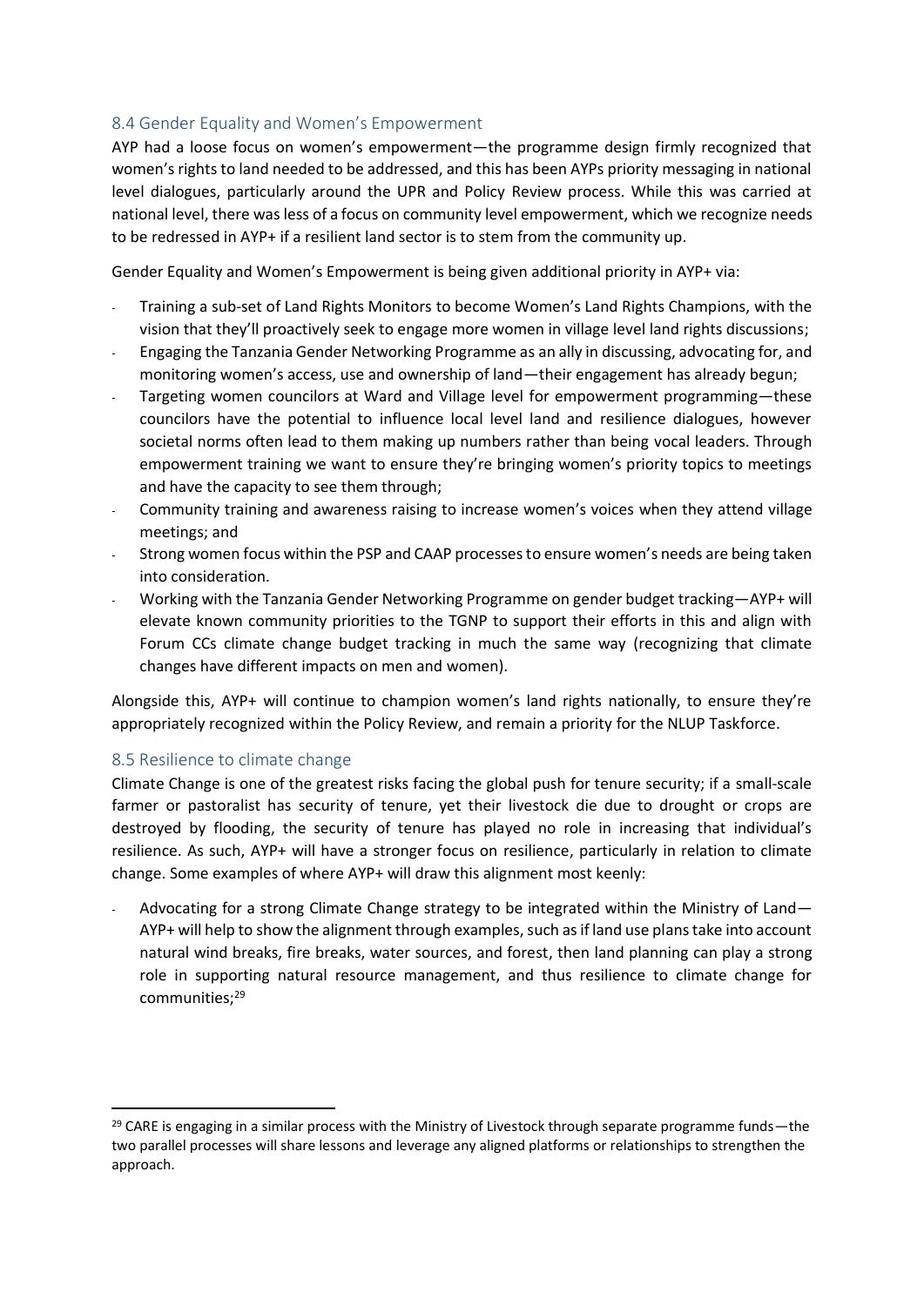### 8.4 Gender Equality and Women's Empowerment

AYP had a loose focus on women's empowerment—the programme design firmly recognized that women's rights to land needed to be addressed, and this has been AYPs priority messaging in national level dialogues, particularly around the UPR and Policy Review process. While this was carried at national level, there was less of a focus on community level empowerment, which we recognize needs to be redressed in AYP+ if a resilient land sector is to stem from the community up.

Gender Equality and Women's Empowerment is being given additional priority in AYP+ via:

- Training a sub-set of Land Rights Monitors to become Women's Land Rights Champions, with the vision that they'll proactively seek to engage more women in village level land rights discussions;
- Engaging the Tanzania Gender Networking Programme as an ally in discussing, advocating for, and monitoring women's access, use and ownership of land—their engagement has already begun;
- Targeting women councilors at Ward and Village level for empowerment programming—these councilors have the potential to influence local level land and resilience dialogues, however societal norms often lead to them making up numbers rather than being vocal leaders. Through empowerment training we want to ensure they're bringing women's priority topics to meetings and have the capacity to see them through;
- Community training and awareness raising to increase women's voices when they attend village meetings; and
- Strong women focus within the PSP and CAAP processes to ensure women's needs are being taken into consideration.
- Working with the Tanzania Gender Networking Programme on gender budget tracking—AYP+ will elevate known community priorities to the TGNP to support their efforts in this and align with Forum CCs climate change budget tracking in much the same way (recognizing that climate changes have different impacts on men and women).

Alongside this, AYP+ will continue to champion women's land rights nationally, to ensure they're appropriately recognized within the Policy Review, and remain a priority for the NLUP Taskforce.

### 8.5 Resilience to climate change

Climate Change is one of the greatest risks facing the global push for tenure security; if a small-scale farmer or pastoralist has security of tenure, yet their livestock die due to drought or crops are destroyed by flooding, the security of tenure has played no role in increasing that individual's resilience. As such, AYP+ will have a stronger focus on resilience, particularly in relation to climate change. Some examples of where AYP+ will draw this alignment most keenly:

- Advocating for a strong Climate Change strategy to be integrated within the Ministry of Land—AYP+ will help to show the alignment through examples, such as if land use plans take into account natural wind breaks, fire breaks, water sources, and forest, then land planning can play a strong role in supporting natural resource management, and thus resilience to climate change for communities;[29]

[29] CARE is engaging in a similar process with the Ministry of Livestock through separate programme funds—the two parallel processes will share lessons and leverage any aligned platforms or relationships to strengthen the approach.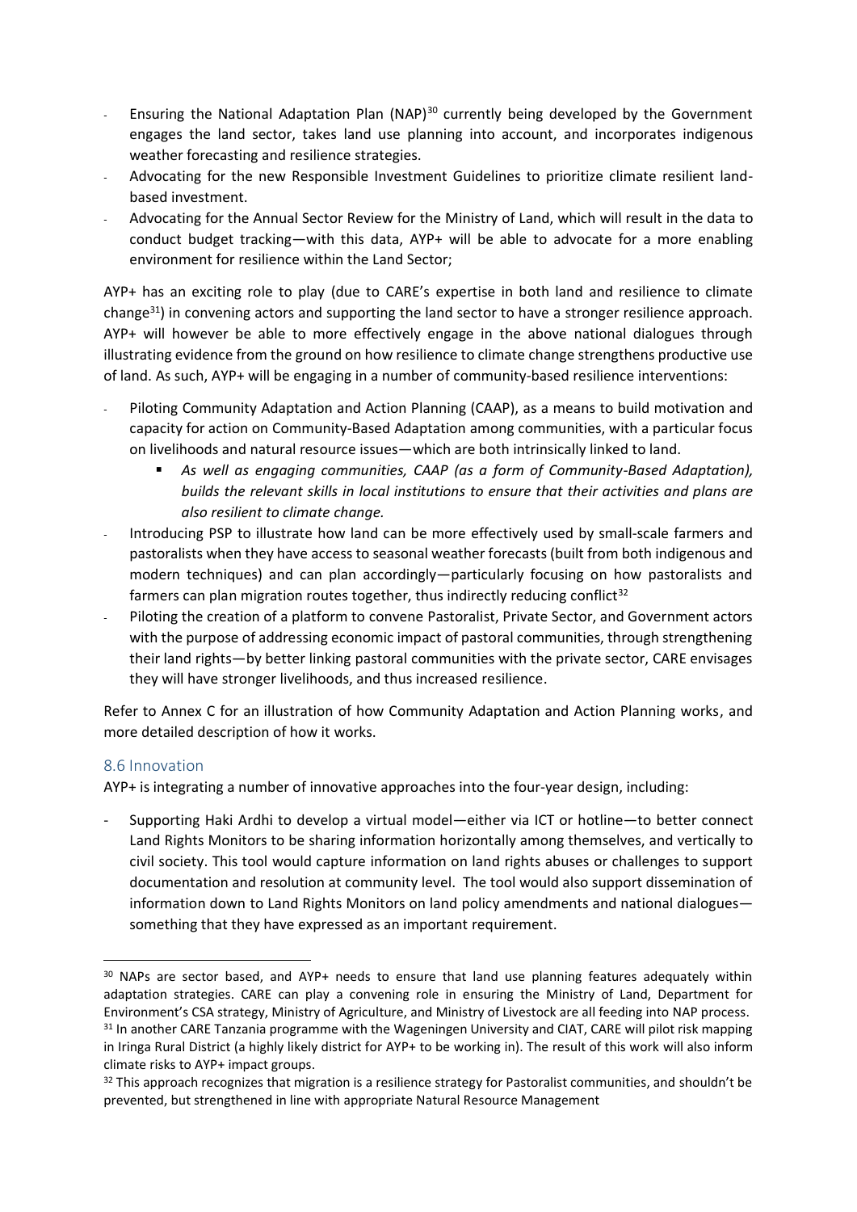- Ensuring the National Adaptation Plan (NAP)[30] currently being developed by the Government engages the land sector, takes land use planning into account, and incorporates indigenous weather forecasting and resilience strategies.
- Advocating for the new Responsible Investment Guidelines to prioritize climate resilient land-based investment.
- Advocating for the Annual Sector Review for the Ministry of Land, which will result in the data to conduct budget tracking—with this data, AYP+ will be able to advocate for a more enabling environment for resilience within the Land Sector;

AYP+ has an exciting role to play (due to CARE's expertise in both land and resilience to climate change[31]) in convening actors and supporting the land sector to have a stronger resilience approach. AYP+ will however be able to more effectively engage in the above national dialogues through illustrating evidence from the ground on how resilience to climate change strengthens productive use of land. As such, AYP+ will be engaging in a number of community-based resilience interventions:

- Piloting Community Adaptation and Action Planning (CAAP), as a means to build motivation and capacity for action on Community-Based Adaptation among communities, with a particular focus on livelihoods and natural resource issues—which are both intrinsically linked to land.
    - *As well as engaging communities, CAAP (as a form of Community-Based Adaptation), builds the relevant skills in local institutions to ensure that their activities and plans are also resilient to climate change.*
- Introducing PSP to illustrate how land can be more effectively used by small-scale farmers and pastoralists when they have access to seasonal weather forecasts (built from both indigenous and modern techniques) and can plan accordingly—particularly focusing on how pastoralists and farmers can plan migration routes together, thus indirectly reducing conflict[32]
- Piloting the creation of a platform to convene Pastoralist, Private Sector, and Government actors with the purpose of addressing economic impact of pastoral communities, through strengthening their land rights—by better linking pastoral communities with the private sector, CARE envisages they will have stronger livelihoods, and thus increased resilience.

Refer to Annex C for an illustration of how Community Adaptation and Action Planning works, and more detailed description of how it works.

## 8.6 Innovation

AYP+ is integrating a number of innovative approaches into the four-year design, including:

- Supporting Haki Ardhi to develop a virtual model—either via ICT or hotline—to better connect Land Rights Monitors to be sharing information horizontally among themselves, and vertically to civil society. This tool would capture information on land rights abuses or challenges to support documentation and resolution at community level. The tool would also support dissemination of information down to Land Rights Monitors on land policy amendments and national dialogues—something that they have expressed as an important requirement.

---

[30] NAPs are sector based, and AYP+ needs to ensure that land use planning features adequately within adaptation strategies. CARE can play a convening role in ensuring the Ministry of Land, Department for Environment's CSA strategy, Ministry of Agriculture, and Ministry of Livestock are all feeding into NAP process.

[31] In another CARE Tanzania programme with the Wageningen University and CIAT, CARE will pilot risk mapping in Iringa Rural District (a highly likely district for AYP+ to be working in). The result of this work will also inform climate risks to AYP+ impact groups.

[32] This approach recognizes that migration is a resilience strategy for Pastoralist communities, and shouldn't be prevented, but strengthened in line with appropriate Natural Resource Management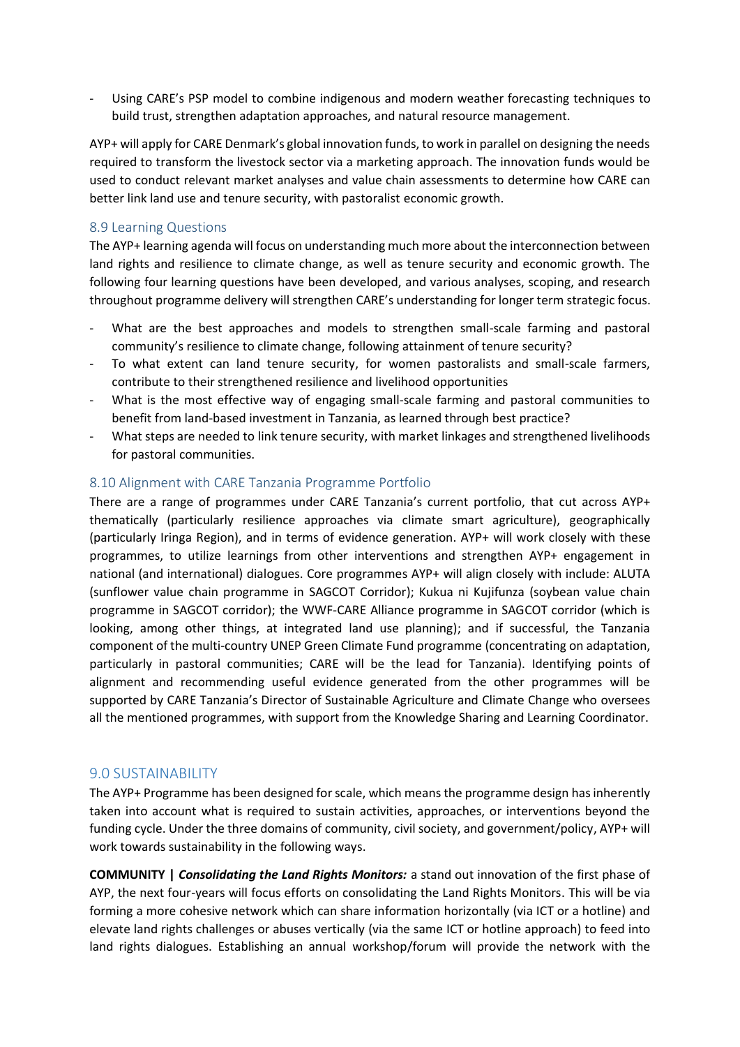- Using CARE's PSP model to combine indigenous and modern weather forecasting techniques to build trust, strengthen adaptation approaches, and natural resource management.

AYP+ will apply for CARE Denmark's global innovation funds, to work in parallel on designing the needs required to transform the livestock sector via a marketing approach. The innovation funds would be used to conduct relevant market analyses and value chain assessments to determine how CARE can better link land use and tenure security, with pastoralist economic growth.

### 8.9 Learning Questions

The AYP+ learning agenda will focus on understanding much more about the interconnection between land rights and resilience to climate change, as well as tenure security and economic growth. The following four learning questions have been developed, and various analyses, scoping, and research throughout programme delivery will strengthen CARE's understanding for longer term strategic focus.

- What are the best approaches and models to strengthen small-scale farming and pastoral community's resilience to climate change, following attainment of tenure security?
- To what extent can land tenure security, for women pastoralists and small-scale farmers, contribute to their strengthened resilience and livelihood opportunities
- What is the most effective way of engaging small-scale farming and pastoral communities to benefit from land-based investment in Tanzania, as learned through best practice?
- What steps are needed to link tenure security, with market linkages and strengthened livelihoods for pastoral communities.

### 8.10 Alignment with CARE Tanzania Programme Portfolio

There are a range of programmes under CARE Tanzania's current portfolio, that cut across AYP+ thematically (particularly resilience approaches via climate smart agriculture), geographically (particularly Iringa Region), and in terms of evidence generation. AYP+ will work closely with these programmes, to utilize learnings from other interventions and strengthen AYP+ engagement in national (and international) dialogues. Core programmes AYP+ will align closely with include: ALUTA (sunflower value chain programme in SAGCOT Corridor); Kukua ni Kujifunza (soybean value chain programme in SAGCOT corridor); the WWF-CARE Alliance programme in SAGCOT corridor (which is looking, among other things, at integrated land use planning); and if successful, the Tanzania component of the multi-country UNEP Green Climate Fund programme (concentrating on adaptation, particularly in pastoral communities; CARE will be the lead for Tanzania). Identifying points of alignment and recommending useful evidence generated from the other programmes will be supported by CARE Tanzania's Director of Sustainable Agriculture and Climate Change who oversees all the mentioned programmes, with support from the Knowledge Sharing and Learning Coordinator.

## 9.0 SUSTAINABILITY

The AYP+ Programme has been designed for scale, which means the programme design has inherently taken into account what is required to sustain activities, approaches, or interventions beyond the funding cycle. Under the three domains of community, civil society, and government/policy, AYP+ will work towards sustainability in the following ways.

**COMMUNITY |** ***Consolidating the Land Rights Monitors:*** a stand out innovation of the first phase of AYP, the next four-years will focus efforts on consolidating the Land Rights Monitors. This will be via forming a more cohesive network which can share information horizontally (via ICT or a hotline) and elevate land rights challenges or abuses vertically (via the same ICT or hotline approach) to feed into land rights dialogues. Establishing an annual workshop/forum will provide the network with the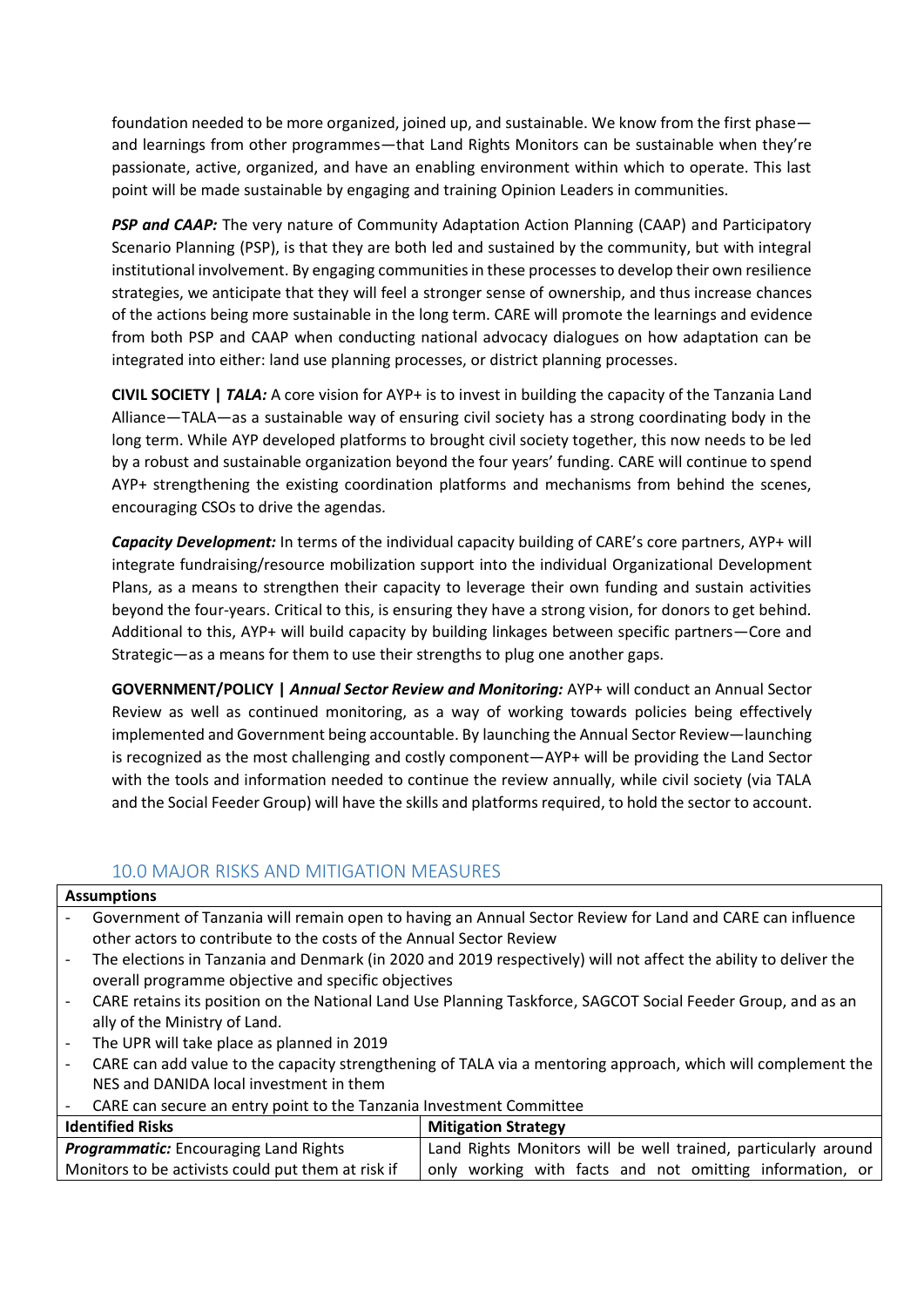foundation needed to be more organized, joined up, and sustainable. We know from the first phase—and learnings from other programmes—that Land Rights Monitors can be sustainable when they're passionate, active, organized, and have an enabling environment within which to operate. This last point will be made sustainable by engaging and training Opinion Leaders in communities.

***PSP and CAAP:*** The very nature of Community Adaptation Action Planning (CAAP) and Participatory Scenario Planning (PSP), is that they are both led and sustained by the community, but with integral institutional involvement. By engaging communities in these processes to develop their own resilience strategies, we anticipate that they will feel a stronger sense of ownership, and thus increase chances of the actions being more sustainable in the long term. CARE will promote the learnings and evidence from both PSP and CAAP when conducting national advocacy dialogues on how adaptation can be integrated into either: land use planning processes, or district planning processes.

**CIVIL SOCIETY | *TALA:*** A core vision for AYP+ is to invest in building the capacity of the Tanzania Land Alliance—TALA—as a sustainable way of ensuring civil society has a strong coordinating body in the long term. While AYP developed platforms to brought civil society together, this now needs to be led by a robust and sustainable organization beyond the four years' funding. CARE will continue to spend AYP+ strengthening the existing coordination platforms and mechanisms from behind the scenes, encouraging CSOs to drive the agendas.

***Capacity Development:*** In terms of the individual capacity building of CARE's core partners, AYP+ will integrate fundraising/resource mobilization support into the individual Organizational Development Plans, as a means to strengthen their capacity to leverage their own funding and sustain activities beyond the four-years. Critical to this, is ensuring they have a strong vision, for donors to get behind. Additional to this, AYP+ will build capacity by building linkages between specific partners—Core and Strategic—as a means for them to use their strengths to plug one another gaps.

**GOVERNMENT/POLICY | *Annual Sector Review and Monitoring:*** AYP+ will conduct an Annual Sector Review as well as continued monitoring, as a way of working towards policies being effectively implemented and Government being accountable. By launching the Annual Sector Review—launching is recognized as the most challenging and costly component—AYP+ will be providing the Land Sector with the tools and information needed to continue the review annually, while civil society (via TALA and the Social Feeder Group) will have the skills and platforms required, to hold the sector to account.

## 10.0 MAJOR RISKS AND MITIGATION MEASURES

**Assumptions**

- Government of Tanzania will remain open to having an Annual Sector Review for Land and CARE can influence other actors to contribute to the costs of the Annual Sector Review
- The elections in Tanzania and Denmark (in 2020 and 2019 respectively) will not affect the ability to deliver the overall programme objective and specific objectives
- CARE retains its position on the National Land Use Planning Taskforce, SAGCOT Social Feeder Group, and as an ally of the Ministry of Land.
- The UPR will take place as planned in 2019
- CARE can add value to the capacity strengthening of TALA via a mentoring approach, which will complement the NES and DANIDA local investment in them
- CARE can secure an entry point to the Tanzania Investment Committee

| Identified Risks | Mitigation Strategy |
|---|---|
| ***Programmatic:*** Encouraging Land Rights Monitors to be activists could put them at risk if | Land Rights Monitors will be well trained, particularly around only working with facts and not omitting information, or |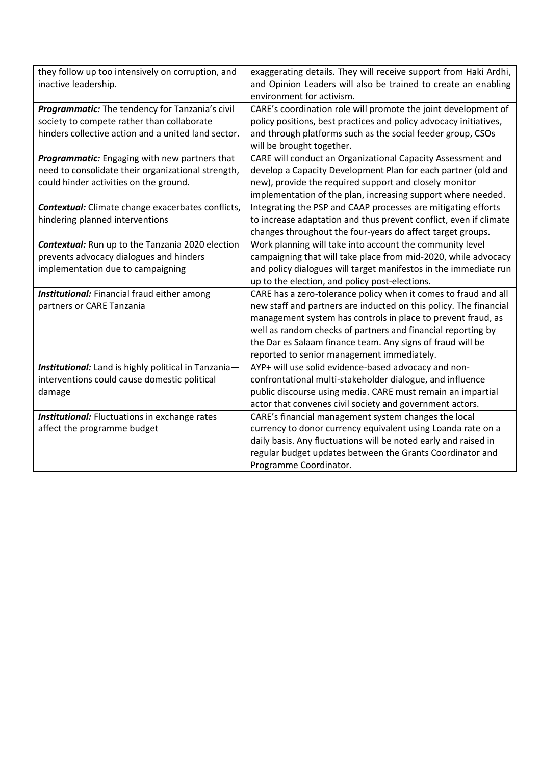| | |
|---|---|
| they follow up too intensively on corruption, and inactive leadership. | exaggerating details. They will receive support from Haki Ardhi, and Opinion Leaders will also be trained to create an enabling environment for activism. |
| ***Programmatic:*** The tendency for Tanzania's civil society to compete rather than collaborate hinders collective action and a united land sector. | CARE's coordination role will promote the joint development of policy positions, best practices and policy advocacy initiatives, and through platforms such as the social feeder group, CSOs will be brought together. |
| ***Programmatic:*** Engaging with new partners that need to consolidate their organizational strength, could hinder activities on the ground. | CARE will conduct an Organizational Capacity Assessment and develop a Capacity Development Plan for each partner (old and new), provide the required support and closely monitor implementation of the plan, increasing support where needed. |
| ***Contextual:*** Climate change exacerbates conflicts, hindering planned interventions | Integrating the PSP and CAAP processes are mitigating efforts to increase adaptation and thus prevent conflict, even if climate changes throughout the four-years do affect target groups. |
| ***Contextual:*** Run up to the Tanzania 2020 election prevents advocacy dialogues and hinders implementation due to campaigning | Work planning will take into account the community level campaigning that will take place from mid-2020, while advocacy and policy dialogues will target manifestos in the immediate run up to the election, and policy post-elections. |
| ***Institutional:*** Financial fraud either among partners or CARE Tanzania | CARE has a zero-tolerance policy when it comes to fraud and all new staff and partners are inducted on this policy. The financial management system has controls in place to prevent fraud, as well as random checks of partners and financial reporting by the Dar es Salaam finance team. Any signs of fraud will be reported to senior management immediately. |
| ***Institutional:*** Land is highly political in Tanzania—interventions could cause domestic political damage | AYP+ will use solid evidence-based advocacy and non-confrontational multi-stakeholder dialogue, and influence public discourse using media. CARE must remain an impartial actor that convenes civil society and government actors. |
| ***Institutional:*** Fluctuations in exchange rates affect the programme budget | CARE's financial management system changes the local currency to donor currency equivalent using Loanda rate on a daily basis. Any fluctuations will be noted early and raised in regular budget updates between the Grants Coordinator and Programme Coordinator. |